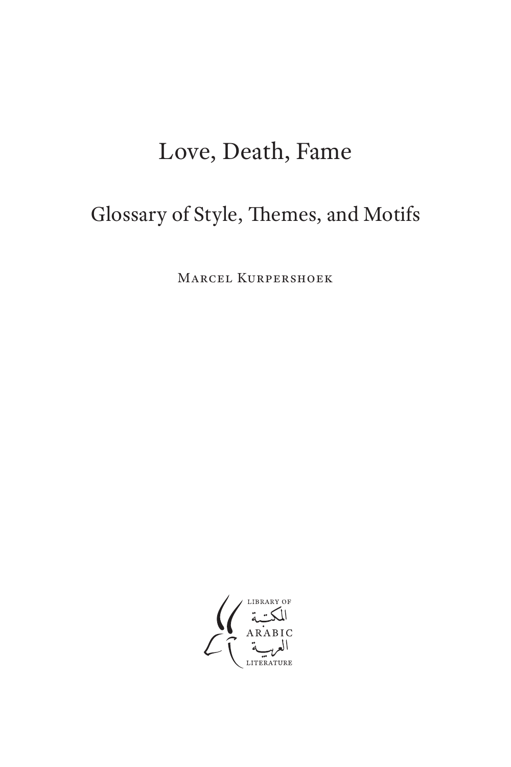# Love, Death, Fame

## Glossary of Style, Themes, and Motifs

Marcel Kurpershoek

LIBRARY OF
المكتبة
ARABIC
العربية
LITERATURE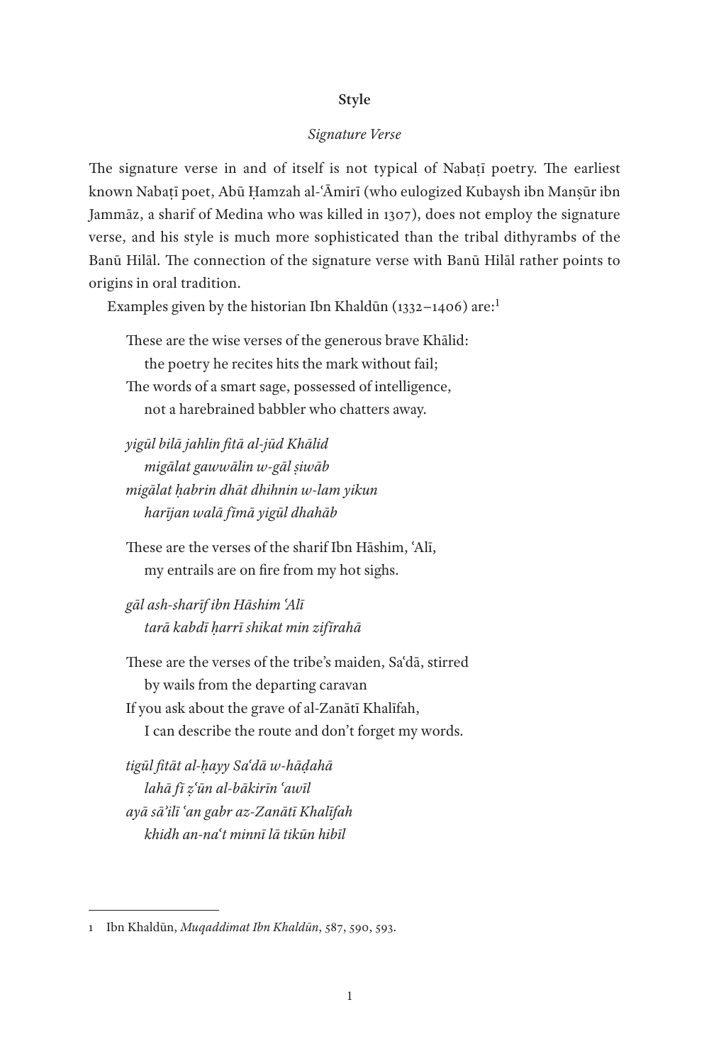### Style

#### *Signature Verse*

The signature verse in and of itself is not typical of Nabaṭī poetry. The earliest known Nabaṭī poet, Abū Ḥamzah al-ʿĀmirī (who eulogized Kubaysh ibn Manṣūr ibn Jammāz, a sharif of Medina who was killed in 1307), does not employ the signature verse, and his style is much more sophisticated than the tribal dithyrambs of the Banū Hilāl. The connection of the signature verse with Banū Hilāl rather points to origins in oral tradition.

Examples given by the historian Ibn Khaldūn (1332–1406) are:[1]

These are the wise verses of the generous brave Khālid:
  the poetry he recites hits the mark without fail;
The words of a smart sage, possessed of intelligence,
  not a harebrained babbler who chatters away.

*yigūl bilā jahlin fitā al-jūd Khālid*
  *migālat gawwālin w-gāl ṣiwāb*
*migālat ḥabrin dhāt dhihnin w-lam yikun*
  *harījan walā fīmā yigūl dhahāb*

These are the verses of the sharif Ibn Hāshim, ʿAlī,
  my entrails are on fire from my hot sighs.

*gāl ash-sharīf ibn Hāshim ʿAlī*
  *tarā kabdī ḥarrī shikat min zifīrahā*

These are the verses of the tribe's maiden, Saʿdā, stirred
  by wails from the departing caravan
If you ask about the grave of al-Zanātī Khalīfah,
  I can describe the route and don't forget my words.

*tigūl fitāt al-ḥayy Saʿdā w-hāḍahā*
  *lahā fī ẓʿūn al-bākirīn ʿawīl*
*ayā sāʾilī ʿan gabr az-Zanātī Khalīfah*
  *khidh an-naʿt minnī lā tikūn hibīl*

---

1 Ibn Khaldūn, *Muqaddimat Ibn Khaldūn*, 587, 590, 593.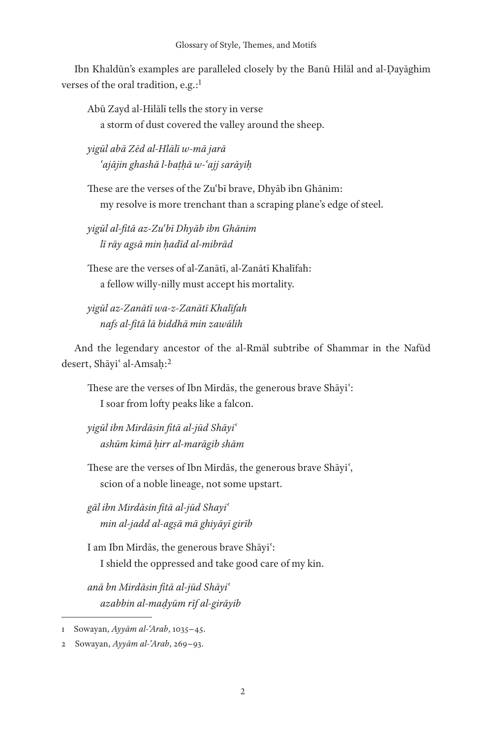Ibn Khaldūn's examples are paralleled closely by the Banū Hilāl and al-Ḍayāghim verses of the oral tradition, e.g.:[1]

> Abū Zayd al-Hilālī tells the story in verse
> a storm of dust covered the valley around the sheep.
>
> *yigūl abā Zēd al-Hlālī w-mā jarā*
> *ʿajājin ghashā l-baṭḥā w-ʿajj sarāyiḥ*
>
> These are the verses of the Zuʿbī brave, Dhyāb ibn Ghānim:
> my resolve is more trenchant than a scraping plane's edge of steel.
>
> *yigūl al-fitā az-Zuʿbī Dhyāb ibn Ghānim*
> *lī rāy agsā min ḥadīd al-mibrād*
>
> These are the verses of al-Zanātī, al-Zanātī Khalīfah:
> a fellow willy-nilly must accept his mortality.
>
> *yigūl az-Zanātī wa-z-Zanātī Khalīfah*
> *nafs al-fitā lā biddhā min zawālih*

And the legendary ancestor of the al-Rmāl subtribe of Shammar in the Nafūd desert, Shāyiʿ al-Amsaḥ:[2]

> These are the verses of Ibn Mirdās, the generous brave Shāyiʿ:
> I soar from lofty peaks like a falcon.
>
> *yigūl ibn Mirdāsin fitā al-jūd Shāyiʿ*
> *ashūm kimā ḥirr al-marāgib shām*
>
> These are the verses of Ibn Mirdās, the generous brave Shāyiʿ,
> scion of a noble lineage, not some upstart.
>
> *gāl ibn Mirdāsin fitā al-jūd Shayiʿ*
> *min al-jadd al-agṣā mā ghiyāyī girīb*
>
> I am Ibn Mirdās, the generous brave Shāyiʿ:
> I shield the oppressed and take good care of my kin.
>
> *anā bn Mirdāsin fitā al-jūd Shāyiʿ*
> *azabbin al-maḍyūm rīf al-girāyib*

---

1 Sowayan, *Ayyām al-ʿArab*, 1035–45.

2 Sowayan, *Ayyām al-ʿArab*, 269–93.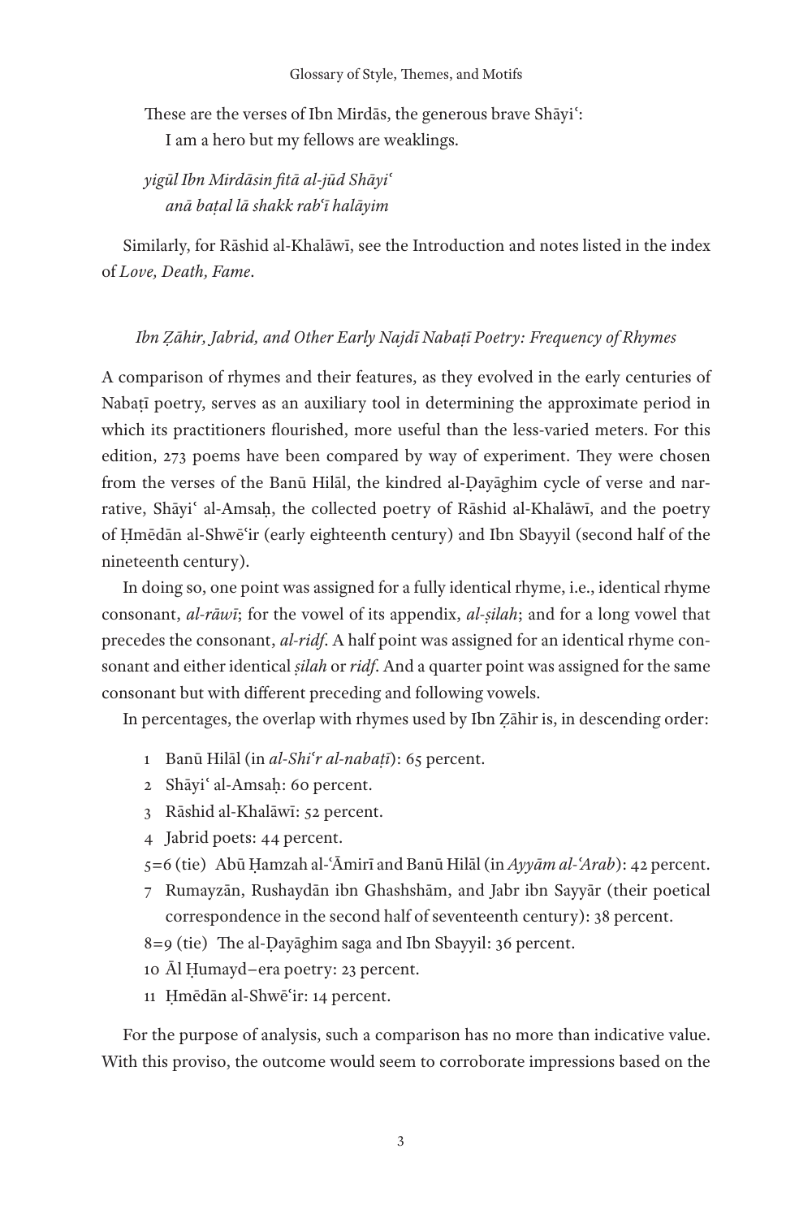These are the verses of Ibn Mirdās, the generous brave Shāyiʿ:
  I am a hero but my fellows are weaklings.

*yigūl Ibn Mirdāsin fitā al-jūd Shāyiʿ*
  *anā baṭal lā shakk rabʿī halāyim*

Similarly, for Rāshid al-Khalāwī, see the Introduction and notes listed in the index of *Love, Death, Fame*.

### *Ibn Ẓāhir, Jabrid, and Other Early Najdī Nabaṭī Poetry: Frequency of Rhymes*

A comparison of rhymes and their features, as they evolved in the early centuries of Nabaṭī poetry, serves as an auxiliary tool in determining the approximate period in which its practitioners flourished, more useful than the less-varied meters. For this edition, 273 poems have been compared by way of experiment. They were chosen from the verses of the Banū Hilāl, the kindred al-Ḍayāghim cycle of verse and narrative, Shāyiʿ al-Amsaḥ, the collected poetry of Rāshid al-Khalāwī, and the poetry of Ḥmēdān al-Shwēʿir (early eighteenth century) and Ibn Sbayyil (second half of the nineteenth century).

In doing so, one point was assigned for a fully identical rhyme, i.e., identical rhyme consonant, *al-rāwī*; for the vowel of its appendix, *al-ṣilah*; and for a long vowel that precedes the consonant, *al-ridf*. A half point was assigned for an identical rhyme consonant and either identical *ṣilah* or *ridf*. And a quarter point was assigned for the same consonant but with different preceding and following vowels.

In percentages, the overlap with rhymes used by Ibn Ẓāhir is, in descending order:

1 Banū Hilāl (in *al-Shiʿr al-nabaṭī*): 65 percent.
2 Shāyiʿ al-Amsaḥ: 60 percent.
3 Rāshid al-Khalāwī: 52 percent.
4 Jabrid poets: 44 percent.
5=6 (tie) Abū Ḥamzah al-ʿĀmirī and Banū Hilāl (in *Ayyām al-ʿArab*): 42 percent.
7 Rumayzān, Rushaydān ibn Ghashshām, and Jabr ibn Sayyār (their poetical correspondence in the second half of seventeenth century): 38 percent.
8=9 (tie) The al-Ḍayāghim saga and Ibn Sbayyil: 36 percent.
10 Āl Ḥumayd–era poetry: 23 percent.
11 Ḥmēdān al-Shwēʿir: 14 percent.

For the purpose of analysis, such a comparison has no more than indicative value. With this proviso, the outcome would seem to corroborate impressions based on the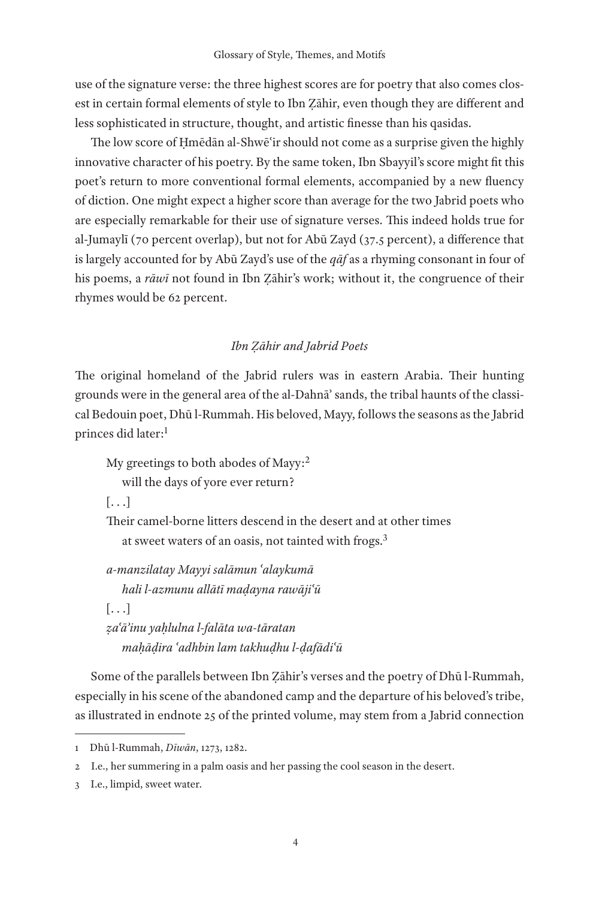use of the signature verse: the three highest scores are for poetry that also comes closest in certain formal elements of style to Ibn Ẓāhir, even though they are different and less sophisticated in structure, thought, and artistic finesse than his qasidas.

The low score of Ḥmēdān al-Shwēʿir should not come as a surprise given the highly innovative character of his poetry. By the same token, Ibn Sbayyil's score might fit this poet's return to more conventional formal elements, accompanied by a new fluency of diction. One might expect a higher score than average for the two Jabrid poets who are especially remarkable for their use of signature verses. This indeed holds true for al-Jumaylī (70 percent overlap), but not for Abū Zayd (37.5 percent), a difference that is largely accounted for by Abū Zayd's use of the *qāf* as a rhyming consonant in four of his poems, a *rāwī* not found in Ibn Ẓāhir's work; without it, the congruence of their rhymes would be 62 percent.

### *Ibn Ẓāhir and Jabrid Poets*

The original homeland of the Jabrid rulers was in eastern Arabia. Their hunting grounds were in the general area of the al-Dahnā' sands, the tribal haunts of the classical Bedouin poet, Dhū l-Rummah. His beloved, Mayy, follows the seasons as the Jabrid princes did later:[1]

> My greetings to both abodes of Mayy:[2]
> will the days of yore ever return?
> [. . .]
> Their camel-borne litters descend in the desert and at other times
> at sweet waters of an oasis, not tainted with frogs.[3]
>
> *a-manzilatay Mayyi salāmun ʿalaykumā*
> *hali l-azmunu allātī maḍayna rawājiʿū*
> [. . .]
> *ẓaʿā'inu yaḥlulna l-falāta wa-tāratan*
> *maḥāḍira ʿadhbin lam takhuḍhu l-ḍafādiʿū*

Some of the parallels between Ibn Ẓāhir's verses and the poetry of Dhū l-Rummah, especially in his scene of the abandoned camp and the departure of his beloved's tribe, as illustrated in endnote 25 of the printed volume, may stem from a Jabrid connection

---

1 Dhū l-Rummah, *Dīwān*, 1273, 1282.

2 I.e., her summering in a palm oasis and her passing the cool season in the desert.

3 I.e., limpid, sweet water.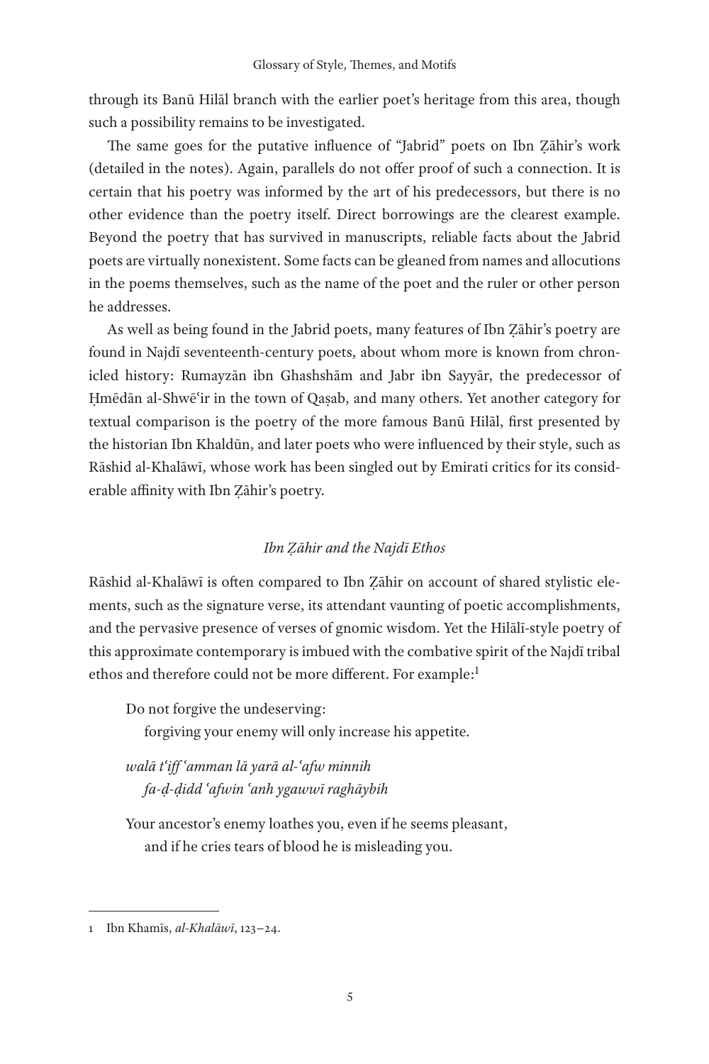through its Banū Hilāl branch with the earlier poet's heritage from this area, though such a possibility remains to be investigated.

The same goes for the putative influence of "Jabrid" poets on Ibn Ẓāhir's work (detailed in the notes). Again, parallels do not offer proof of such a connection. It is certain that his poetry was informed by the art of his predecessors, but there is no other evidence than the poetry itself. Direct borrowings are the clearest example. Beyond the poetry that has survived in manuscripts, reliable facts about the Jabrid poets are virtually nonexistent. Some facts can be gleaned from names and allocutions in the poems themselves, such as the name of the poet and the ruler or other person he addresses.

As well as being found in the Jabrid poets, many features of Ibn Ẓāhir's poetry are found in Najdī seventeenth-century poets, about whom more is known from chronicled history: Rumayzān ibn Ghashshām and Jabr ibn Sayyār, the predecessor of Ḥmēdān al-Shwēʿir in the town of Qaṣab, and many others. Yet another category for textual comparison is the poetry of the more famous Banū Hilāl, first presented by the historian Ibn Khaldūn, and later poets who were influenced by their style, such as Rāshid al-Khalāwī, whose work has been singled out by Emirati critics for its considerable affinity with Ibn Ẓāhir's poetry.

### *Ibn Ẓāhir and the Najdī Ethos*

Rāshid al-Khalāwī is often compared to Ibn Ẓāhir on account of shared stylistic elements, such as the signature verse, its attendant vaunting of poetic accomplishments, and the pervasive presence of verses of gnomic wisdom. Yet the Hilālī-style poetry of this approximate contemporary is imbued with the combative spirit of the Najdī tribal ethos and therefore could not be more different. For example:[1]

> Do not forgive the undeserving:
> forgiving your enemy will only increase his appetite.
>
> *walā tʿiff ʿamman lā yarā al-ʿafw minnih*
> *fa-ḍ-ḍidd ʿafwin ʿanh ygawwī raghāybih*
>
> Your ancestor's enemy loathes you, even if he seems pleasant,
> and if he cries tears of blood he is misleading you.

---

1 Ibn Khamīs, *al-Khalāwī*, 123–24.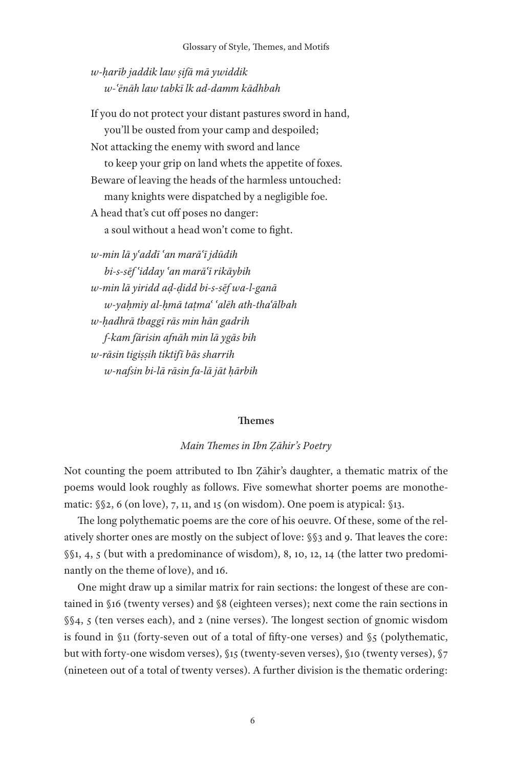*w-ḥarīb jaddik law ṣifā mā ywiddik*
*w-ʿēnāh law tabkī lk ad-damm kādhbah*

If you do not protect your distant pastures sword in hand,
you'll be ousted from your camp and despoiled;
Not attacking the enemy with sword and lance
to keep your grip on land whets the appetite of foxes.
Beware of leaving the heads of the harmless untouched:
many knights were dispatched by a negligible foe.
A head that's cut off poses no danger:
a soul without a head won't come to fight.

*w-min lā yʿaddī ʿan marāʿī jdūdih*
*bi-s-sēf ʿidday ʿan marāʿī rikāybih*
*w-min lā yiridd aḍ-ḍidd bi-s-sēf wa-l-ganā*
*w-yaḥmiy al-ḥmā taṭmaʿ ʿalēh ath-thaʿālbah*
*w-ḥadhrā tbaggī rās min hān gadrih*
*f-kam fārisin afnāh min lā ygās bih*
*w-rāsin tigiṣṣih tiktifī bās sharrih*
*w-nafsin bi-lā rāsin fa-lā jāt ḥārbih*

## Themes

### *Main Themes in Ibn Ẓāhir's Poetry*

Not counting the poem attributed to Ibn Ẓāhir's daughter, a thematic matrix of the poems would look roughly as follows. Five somewhat shorter poems are monothematic: §§2, 6 (on love), 7, 11, and 15 (on wisdom). One poem is atypical: §13.

The long polythematic poems are the core of his oeuvre. Of these, some of the relatively shorter ones are mostly on the subject of love: §§3 and 9. That leaves the core: §§1, 4, 5 (but with a predominance of wisdom), 8, 10, 12, 14 (the latter two predominantly on the theme of love), and 16.

One might draw up a similar matrix for rain sections: the longest of these are contained in §16 (twenty verses) and §8 (eighteen verses); next come the rain sections in §§4, 5 (ten verses each), and 2 (nine verses). The longest section of gnomic wisdom is found in §11 (forty-seven out of a total of fifty-one verses) and §5 (polythematic, but with forty-one wisdom verses), §15 (twenty-seven verses), §10 (twenty verses), §7 (nineteen out of a total of twenty verses). A further division is the thematic ordering: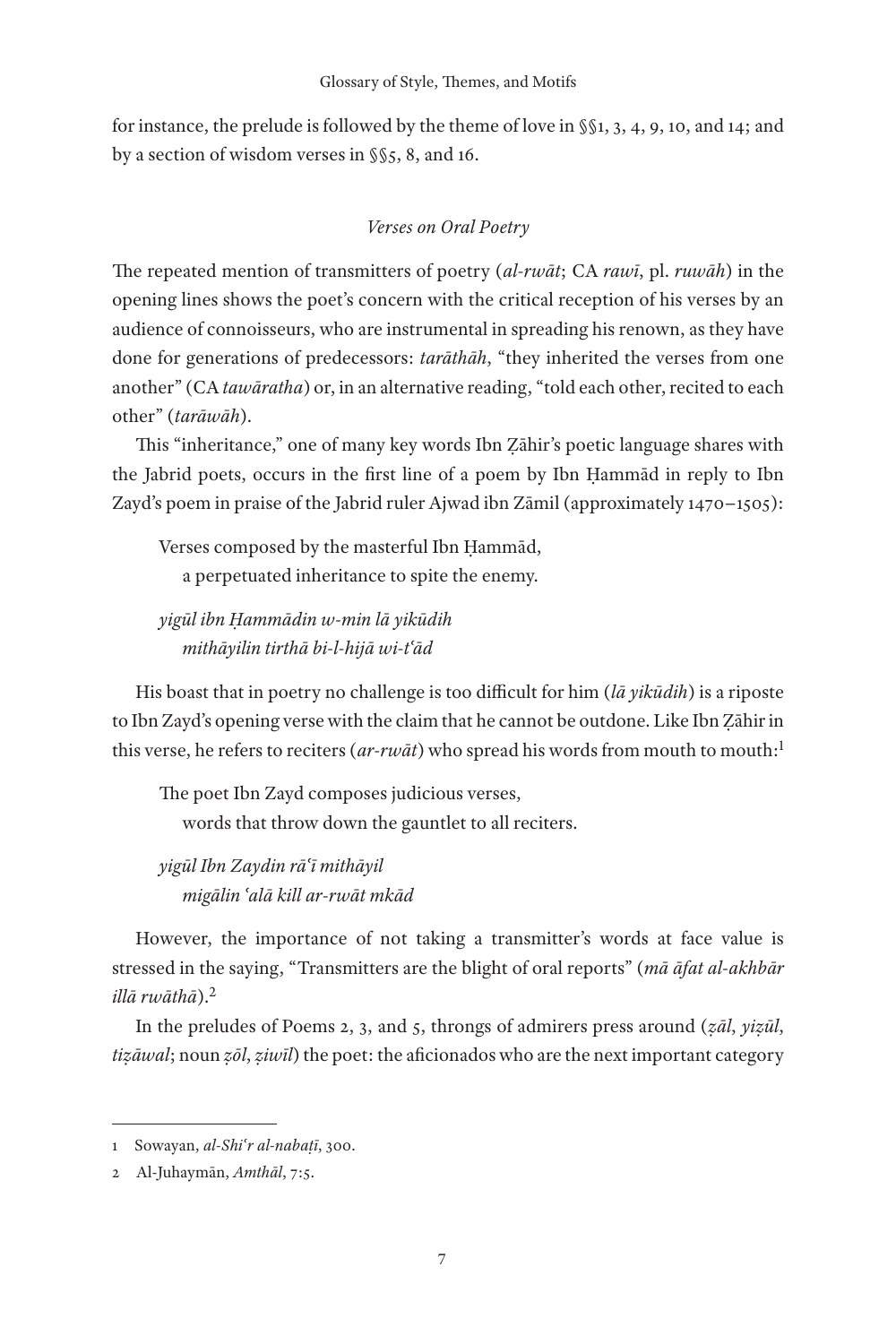for instance, the prelude is followed by the theme of love in §§1, 3, 4, 9, 10, and 14; and by a section of wisdom verses in §§5, 8, and 16.

### *Verses on Oral Poetry*

The repeated mention of transmitters of poetry (*al-rwāt*; CA *rawī*, pl. *ruwāh*) in the opening lines shows the poet's concern with the critical reception of his verses by an audience of connoisseurs, who are instrumental in spreading his renown, as they have done for generations of predecessors: *tarāthāh*, "they inherited the verses from one another" (CA *tawāratha*) or, in an alternative reading, "told each other, recited to each other" (*tarāwāh*).

This "inheritance," one of many key words Ibn Ẓāhir's poetic language shares with the Jabrid poets, occurs in the first line of a poem by Ibn Ḥammād in reply to Ibn Zayd's poem in praise of the Jabrid ruler Ajwad ibn Zāmil (approximately 1470–1505):

> Verses composed by the masterful Ibn Ḥammād,
> a perpetuated inheritance to spite the enemy.
>
> *yigūl ibn Ḥammādin w-min lā yikūdih*
> *mithāyilin tirthā bi-l-hijā wi-tʿād*

His boast that in poetry no challenge is too difficult for him (*lā yikūdih*) is a riposte to Ibn Zayd's opening verse with the claim that he cannot be outdone. Like Ibn Ẓāhir in this verse, he refers to reciters (*ar-rwāt*) who spread his words from mouth to mouth:[1]

> The poet Ibn Zayd composes judicious verses,
> words that throw down the gauntlet to all reciters.
>
> *yigūl Ibn Zaydin rāʿī mithāyil*
> *migālin ʿalā kill ar-rwāt mkād*

However, the importance of not taking a transmitter's words at face value is stressed in the saying, "Transmitters are the blight of oral reports" (*mā āfat al-akhbār illā rwāthā*).[2]

In the preludes of Poems 2, 3, and 5, throngs of admirers press around (*ẓāl*, *yiẓūl*, *tiẓāwal*; noun *ẓōl*, *ẓiwīl*) the poet: the aficionados who are the next important category

---

1 Sowayan, *al-Shiʿr al-nabaṭī*, 300.

2 Al-Juhaymān, *Amthāl*, 7:5.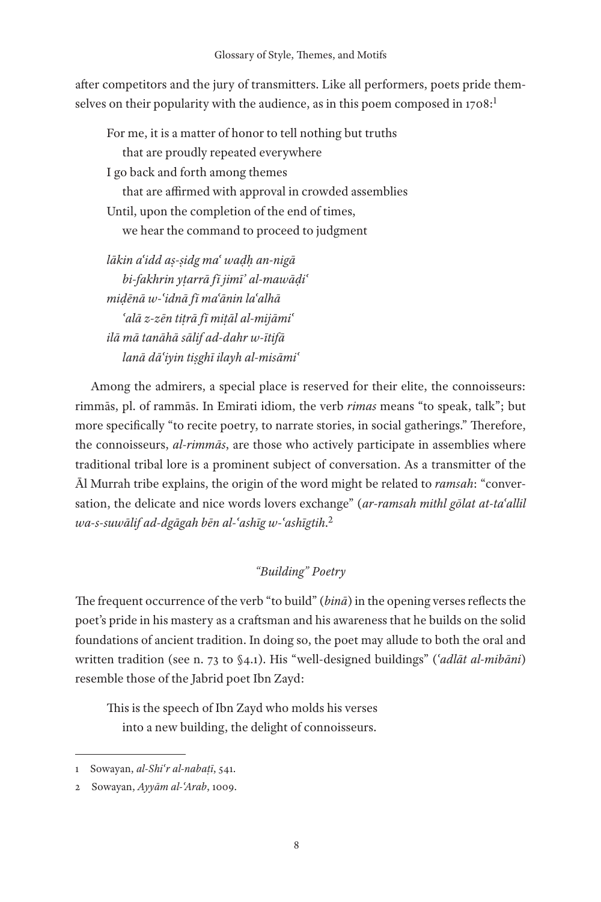after competitors and the jury of transmitters. Like all performers, poets pride themselves on their popularity with the audience, as in this poem composed in 1708:[1]

> For me, it is a matter of honor to tell nothing but truths
> that are proudly repeated everywhere
> I go back and forth among themes
> that are affirmed with approval in crowded assemblies
> Until, upon the completion of the end of times,
> we hear the command to proceed to judgment

> *lākin aʿidd aṣ-ṣidg maʿ waḍḥ an-nigā*
> *bi-fakhrin yṭarrā fī jimīʾ al-mawāḍiʿ*
> *miḍēnā w-ʿidnā fī maʿānin laʿalhā*
> *ʿalā z-zēn tiṭrā fī miṭāl al-mijāmiʿ*
> *ilā mā tanāhā sālif ad-dahr w-ītifā*
> *lanā dāʿiyin tiṣghī ilayh al-misāmiʿ*

Among the admirers, a special place is reserved for their elite, the connoisseurs: rimmās, pl. of rammās. In Emirati idiom, the verb *rimas* means "to speak, talk"; but more specifically "to recite poetry, to narrate stories, in social gatherings." Therefore, the connoisseurs, *al-rimmās*, are those who actively participate in assemblies where traditional tribal lore is a prominent subject of conversation. As a transmitter of the Āl Murrah tribe explains, the origin of the word might be related to *ramsah*: "conversation, the delicate and nice words lovers exchange" (*ar-ramsah mithl gōlat at-taʿallil wa-s-suwālif ad-dgāgah bēn al-ʿashīg w-ʿashīgtih*.[2]

### *"Building" Poetry*

The frequent occurrence of the verb "to build" (*binā*) in the opening verses reflects the poet's pride in his mastery as a craftsman and his awareness that he builds on the solid foundations of ancient tradition. In doing so, the poet may allude to both the oral and written tradition (see n. 73 to §4.1). His "well-designed buildings" (*ʿadlāt al-mibāni*) resemble those of the Jabrid poet Ibn Zayd:

> This is the speech of Ibn Zayd who molds his verses
> into a new building, the delight of connoisseurs.

---

1 Sowayan, *al-Shiʿr al-nabaṭī*, 541.

2 Sowayan, *Ayyām al-ʿArab*, 1009.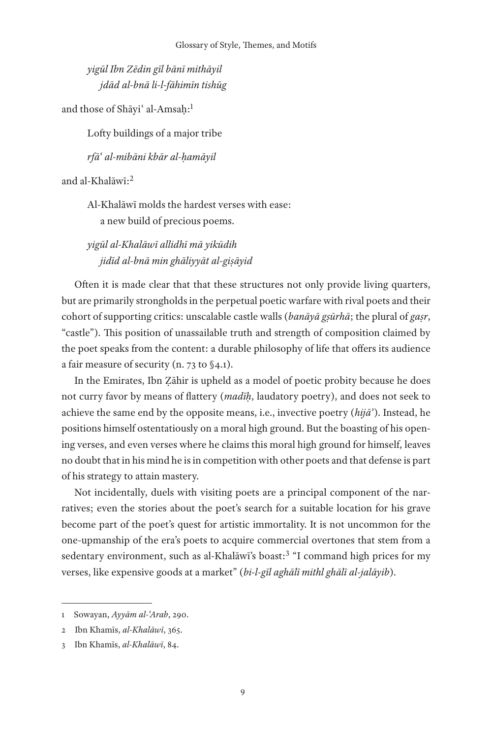*yigūl Ibn Zēdin gīl bānī mithāyil*
*jdād al-bnā li-l-fāhimīn tishūg*

and those of Shāyiʿ al-Amsaḥ:[1]

Lofty buildings of a major tribe

*rfāʿ al-mibāni kbār al-ḥamāyil*

and al-Khalāwī:[2]

Al-Khalāwī molds the hardest verses with ease:
a new build of precious poems.

*yigūl al-Khalāwī allidhī mā yikūdih*
*jidīd al-bnā min ghāliyyāt al-giṣāyid*

Often it is made clear that that these structures not only provide living quarters, but are primarily strongholds in the perpetual poetic warfare with rival poets and their cohort of supporting critics: unscalable castle walls (*banāyā gṣūrhā*; the plural of *gaṣr*, "castle"). This position of unassailable truth and strength of composition claimed by the poet speaks from the content: a durable philosophy of life that offers its audience a fair measure of security (n. 73 to §4.1).

In the Emirates, Ibn Ẓāhir is upheld as a model of poetic probity because he does not curry favor by means of flattery (*madīḥ*, laudatory poetry), and does not seek to achieve the same end by the opposite means, i.e., invective poetry (*hijā'*). Instead, he positions himself ostentatiously on a moral high ground. But the boasting of his opening verses, and even verses where he claims this moral high ground for himself, leaves no doubt that in his mind he is in competition with other poets and that defense is part of his strategy to attain mastery.

Not incidentally, duels with visiting poets are a principal component of the narratives; even the stories about the poet's search for a suitable location for his grave become part of the poet's quest for artistic immortality. It is not uncommon for the one-upmanship of the era's poets to acquire commercial overtones that stem from a sedentary environment, such as al-Khalāwī's boast:[3] "I command high prices for my verses, like expensive goods at a market" (*bi-l-gīl aghālī mithl ghālī al-jalāyib*).

---

1 Sowayan, *Ayyām al-ʿArab*, 290.

2 Ibn Khamīs, *al-Khalāwī*, 365.

3 Ibn Khamīs, *al-Khalāwī*, 84.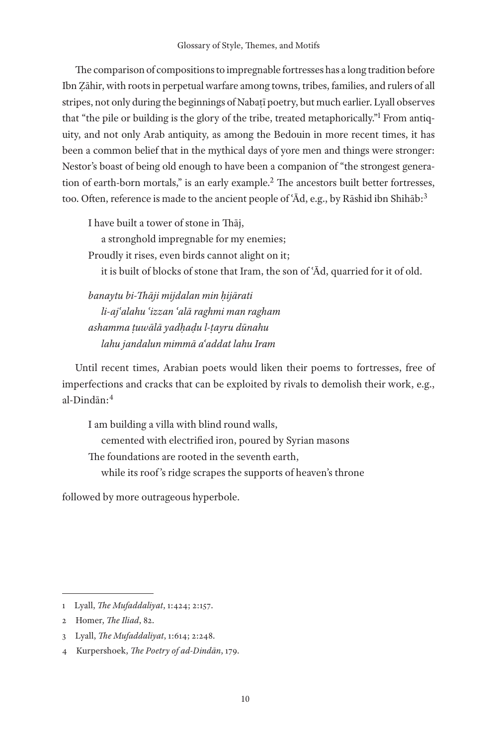The comparison of compositions to impregnable fortresses has a long tradition before Ibn Ẓāhir, with roots in perpetual warfare among towns, tribes, families, and rulers of all stripes, not only during the beginnings of Nabaṭī poetry, but much earlier. Lyall observes that "the pile or building is the glory of the tribe, treated metaphorically."[1] From antiquity, and not only Arab antiquity, as among the Bedouin in more recent times, it has been a common belief that in the mythical days of yore men and things were stronger: Nestor's boast of being old enough to have been a companion of "the strongest generation of earth-born mortals," is an early example.[2] The ancestors built better fortresses, too. Often, reference is made to the ancient people of ʿĀd, e.g., by Rāshid ibn Shihāb:[3]

> I have built a tower of stone in Thāj,
> a stronghold impregnable for my enemies;
> Proudly it rises, even birds cannot alight on it;
> it is built of blocks of stone that Iram, the son of ʿĀd, quarried for it of old.

> *banaytu bi-Thāji mijdalan min ḥijārati*
> *li-ajʿalahu ʿizzan ʿalā raghmi man ragham*
> *ashamma ṭuwālā yadḥaḍu l-ṭayru dūnahu*
> *lahu jandalun mimmā aʿaddat lahu Iram*

Until recent times, Arabian poets would liken their poems to fortresses, free of imperfections and cracks that can be exploited by rivals to demolish their work, e.g., al-Dindān:[4]

> I am building a villa with blind round walls,
> cemented with electrified iron, poured by Syrian masons
> The foundations are rooted in the seventh earth,
> while its roof's ridge scrapes the supports of heaven's throne

followed by more outrageous hyperbole.

---

1 Lyall, *The Mufaddaliyat*, 1:424; 2:157.

2 Homer, *The Iliad*, 82.

3 Lyall, *The Mufaddaliyat*, 1:614; 2:248.

4 Kurpershoek, *The Poetry of ad-Dindān*, 179.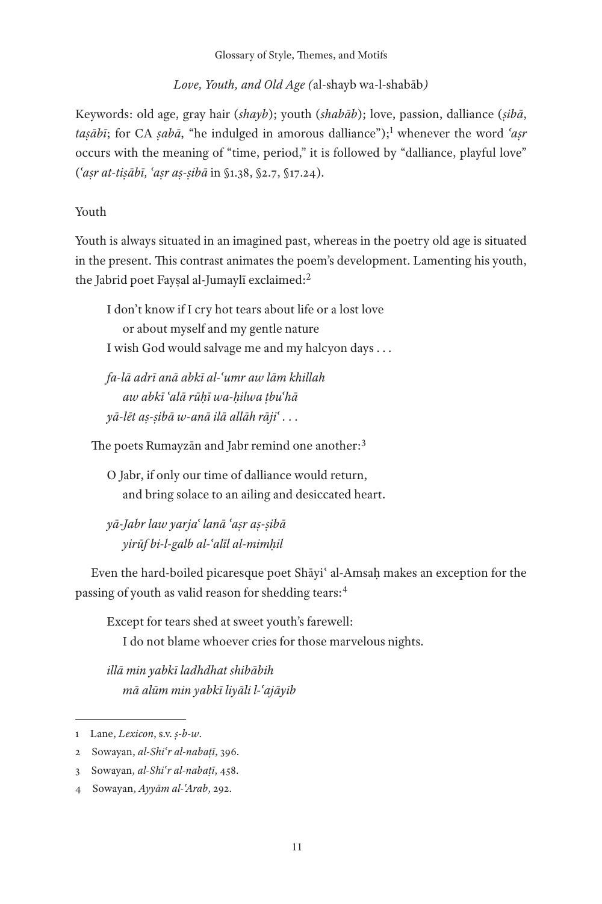*Love, Youth, and Old Age (*al-shayb wa-l-shabāb*)*

Keywords: old age, gray hair (*shayb*); youth (*shabāb*); love, passion, dalliance (*ṣibā*, *taṣābī*; for CA *ṣabā*, "he indulged in amorous dalliance");[1] whenever the word *ʿaṣr* occurs with the meaning of "time, period," it is followed by "dalliance, playful love" (*ʿaṣr at-tiṣābī, ʿaṣr aṣ-ṣibā* in §1.38, §2.7, §17.24).

Youth

Youth is always situated in an imagined past, whereas in the poetry old age is situated in the present. This contrast animates the poem's development. Lamenting his youth, the Jabrid poet Fayṣal al-Jumaylī exclaimed:[2]

> I don't know if I cry hot tears about life or a lost love
> or about myself and my gentle nature
> I wish God would salvage me and my halcyon days . . .
>
> *fa-lā adrī anā abkī al-ʿumr aw lām khillah*
> *aw abkī ʿalā rūḥī wa-ḥilwa ṭbuʿhā*
> *yā-lēt aṣ-ṣibā w-anā ilā allāh rājiʿ . . .*

The poets Rumayzān and Jabr remind one another:[3]

> O Jabr, if only our time of dalliance would return,
> and bring solace to an ailing and desiccated heart.
>
> *yā-Jabr law yarjaʿ lanā ʿaṣr aṣ-ṣibā*
> *yirūf bi-l-galb al-ʿalīl al-mimḥil*

Even the hard-boiled picaresque poet Shāyiʿ al-Amsaḥ makes an exception for the passing of youth as valid reason for shedding tears:[4]

> Except for tears shed at sweet youth's farewell:
> I do not blame whoever cries for those marvelous nights.
>
> *illā min yabkī ladhdhat shibābih*
> *mā alūm min yabkī liyāli l-ʿajāyib*

---

1 Lane, *Lexicon*, s.v. *ṣ-b-w*.

2 Sowayan, *al-Shiʿr al-nabaṭī*, 396.

3 Sowayan, *al-Shiʿr al-nabaṭī*, 458.

4 Sowayan, *Ayyām al-ʿArab*, 292.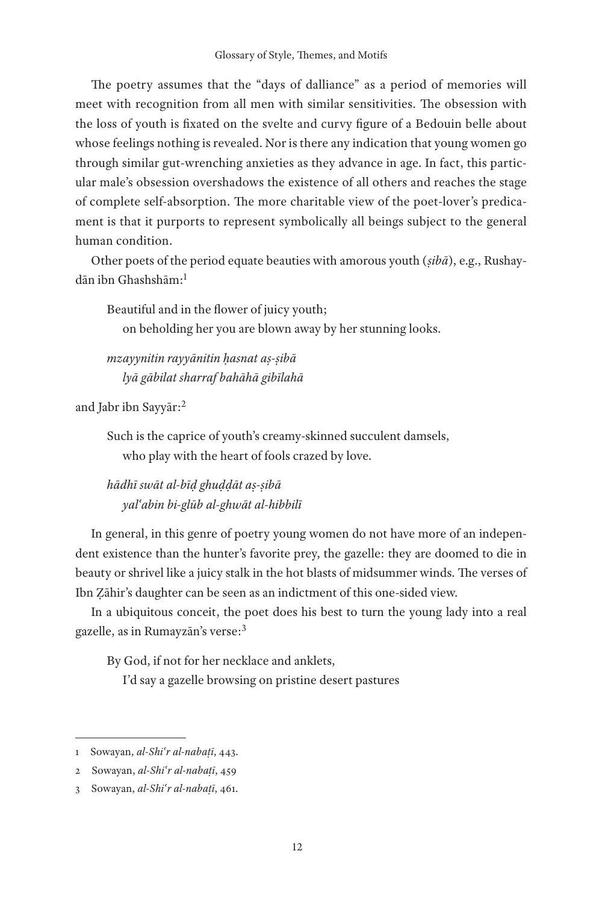The poetry assumes that the "days of dalliance" as a period of memories will meet with recognition from all men with similar sensitivities. The obsession with the loss of youth is fixated on the svelte and curvy figure of a Bedouin belle about whose feelings nothing is revealed. Nor is there any indication that young women go through similar gut-wrenching anxieties as they advance in age. In fact, this particular male's obsession overshadows the existence of all others and reaches the stage of complete self-absorption. The more charitable view of the poet-lover's predicament is that it purports to represent symbolically all beings subject to the general human condition.

Other poets of the period equate beauties with amorous youth (*ṣibā*), e.g., Rushaydān ibn Ghashshām:[1]

> Beautiful and in the flower of juicy youth;
> on beholding her you are blown away by her stunning looks.

> *mzayynitin rayyānitin ḥasnat aṣ-ṣibā*
> *lyā gābilat sharraf bahāhā gibīlahā*

and Jabr ibn Sayyār:[2]

> Such is the caprice of youth's creamy-skinned succulent damsels,
> who play with the heart of fools crazed by love.

> *hādhī swāt al-bīḍ ghuḍḍāt aṣ-ṣibā*
> *yalʿabin bi-glūb al-ghwāt al-hibbilī*

In general, in this genre of poetry young women do not have more of an independent existence than the hunter's favorite prey, the gazelle: they are doomed to die in beauty or shrivel like a juicy stalk in the hot blasts of midsummer winds. The verses of Ibn Ẓāhir's daughter can be seen as an indictment of this one-sided view.

In a ubiquitous conceit, the poet does his best to turn the young lady into a real gazelle, as in Rumayzān's verse:[3]

> By God, if not for her necklace and anklets,
> I'd say a gazelle browsing on pristine desert pastures

---

1 Sowayan, *al-Shiʿr al-nabaṭī*, 443.

2 Sowayan, *al-Shiʿr al-nabaṭī*, 459

3 Sowayan, *al-Shiʿr al-nabaṭī*, 461.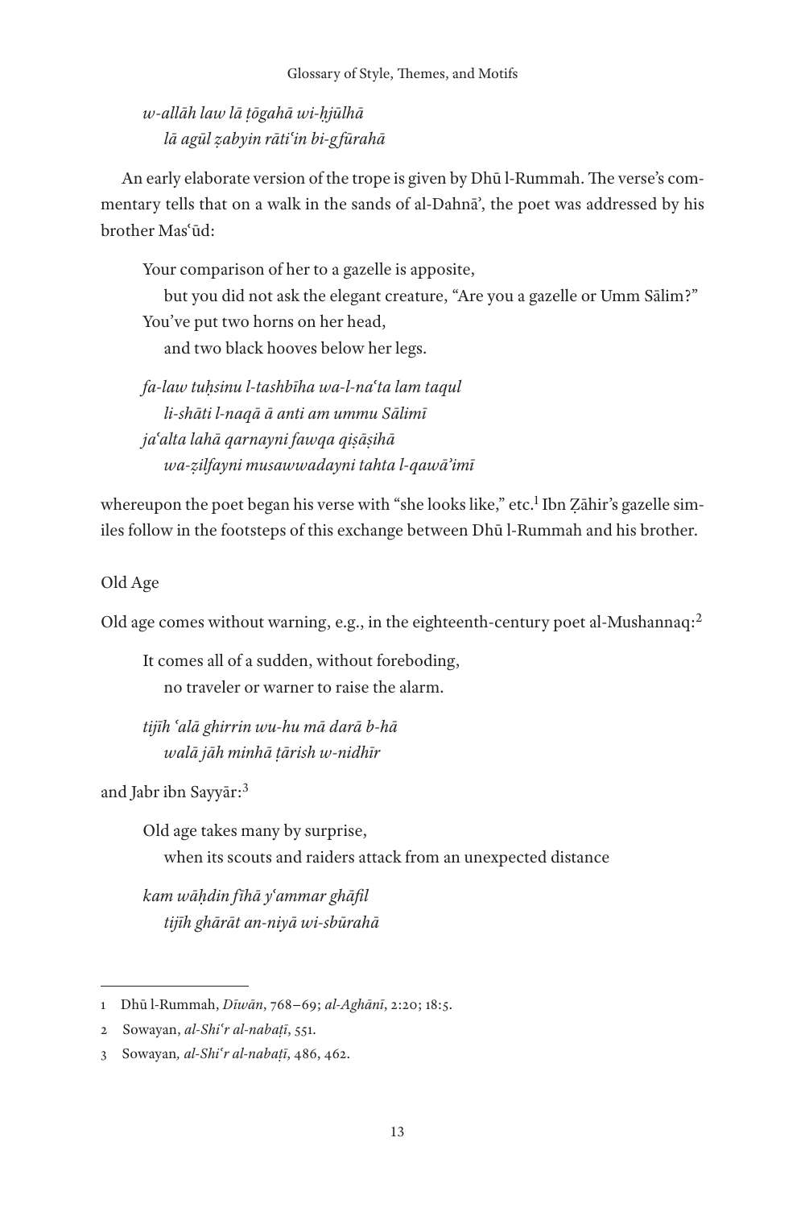*w-allāh law lā ṭōgahā wi-ḥjūlhā*
*lā agūl ẓabyin rātiʿin bi-gfūrahā*

An early elaborate version of the trope is given by Dhū l-Rummah. The verse's commentary tells that on a walk in the sands of al-Dahnāʾ, the poet was addressed by his brother Masʿūd:

> Your comparison of her to a gazelle is apposite,
> but you did not ask the elegant creature, "Are you a gazelle or Umm Sālim?"
> You've put two horns on her head,
> and two black hooves below her legs.

> *fa-law tuḥsinu l-tashbīha wa-l-naʿta lam taqul*
> *li-shāti l-naqā ā anti am ummu Sālimī*
> *jaʿalta lahā qarnayni fawqa qiṣāṣihā*
> *wa-ẓilfayni musawwadayni tahta l-qawāʾimī*

whereupon the poet began his verse with "she looks like," etc.[1] Ibn Ẓāhir's gazelle similes follow in the footsteps of this exchange between Dhū l-Rummah and his brother.

## Old Age

Old age comes without warning, e.g., in the eighteenth-century poet al-Mushannaq:[2]

> It comes all of a sudden, without foreboding,
> no traveler or warner to raise the alarm.

> *tijīh ʿalā ghirrin wu-hu mā darā b-hā*
> *walā jāh minhā ṭārish w-nidhīr*

and Jabr ibn Sayyār:[3]

> Old age takes many by surprise,
> when its scouts and raiders attack from an unexpected distance

> *kam wāḥdin fīhā yʿammar ghāfil*
> *tijīh ghārāt an-niyā wi-sbūrahā*

---

1 Dhū l-Rummah, *Dīwān*, 768–69; *al-Aghānī*, 2:20; 18:5.

2 Sowayan, *al-Shiʿr al-nabaṭī*, 551.

3 Sowayan, *al-Shiʿr al-nabaṭī*, 486, 462.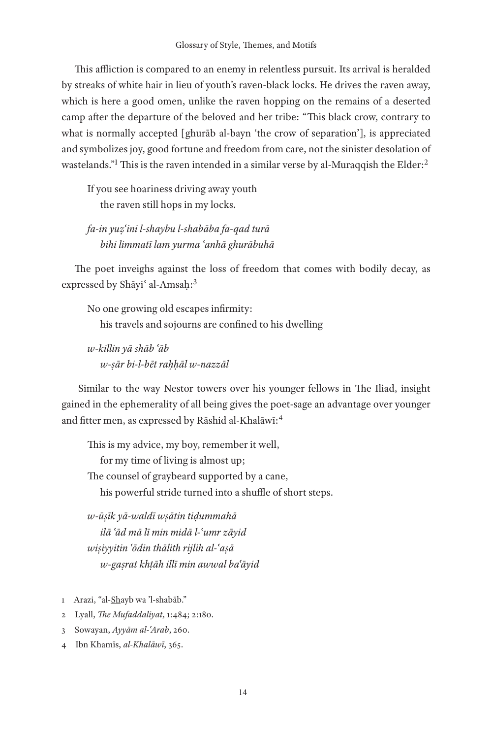This affliction is compared to an enemy in relentless pursuit. Its arrival is heralded by streaks of white hair in lieu of youth's raven-black locks. He drives the raven away, which is here a good omen, unlike the raven hopping on the remains of a deserted camp after the departure of the beloved and her tribe: "This black crow, contrary to what is normally accepted [ghurāb al-bayn 'the crow of separation'], is appreciated and symbolizes joy, good fortune and freedom from care, not the sinister desolation of wastelands."[1] This is the raven intended in a similar verse by al-Muraqqish the Elder:[2]

> If you see hoariness driving away youth
> the raven still hops in my locks.
>
> *fa-in yuẓʿini l-shaybu l-shabāba fa-qad turā*
> *bihi limmatī lam yurma ʿanhā ghurābuhā*

The poet inveighs against the loss of freedom that comes with bodily decay, as expressed by Shāyiʿ al-Amsaḥ:[3]

> No one growing old escapes infirmity:
> his travels and sojourns are confined to his dwelling
>
> *w-killin yā shāb ʿāb*
> *w-ṣār bi-l-bēt raḥḥāl w-nazzāl*

Similar to the way Nestor towers over his younger fellows in The Iliad, insight gained in the ephemerality of all being gives the poet-sage an advantage over younger and fitter men, as expressed by Rāshid al-Khalāwī:[4]

> This is my advice, my boy, remember it well,
> for my time of living is almost up;
> The counsel of graybeard supported by a cane,
> his powerful stride turned into a shuffle of short steps.
>
> *w-ūṣīk yā-waldī wṣātin tiḍummahā*
> *ilā ʿād mā lī min midā l-ʿumr zāyid*
> *wiṣiyyitin ʿōdin thālith rijlih al-ʿaṣā*
> *w-gaṣrat khṭāh illī min awwal baʿāyid*

---

1 Arazi, "al-Shayb wa 'l-shabāb."

2 Lyall, *The Mufaddaliyat*, 1:484; 2:180.

3 Sowayan, *Ayyām al-ʿArab*, 260.

4 Ibn Khamīs, *al-Khalāwī*, 365.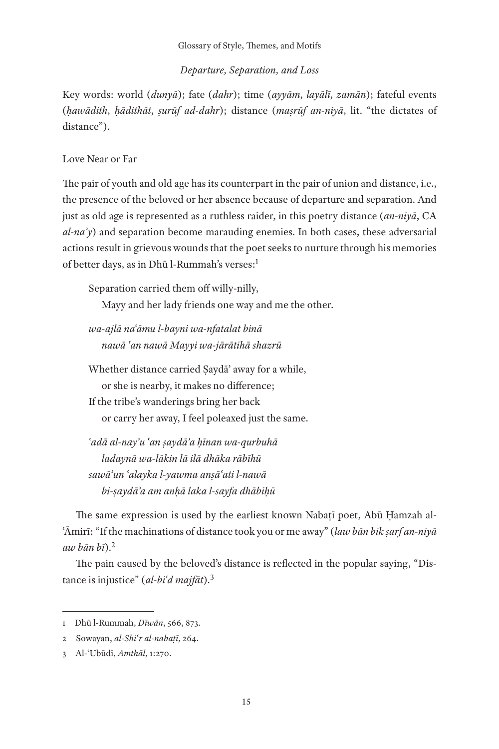### Departure, Separation, and Loss

Key words: world (*dunyā*); fate (*dahr*); time (*ayyām*, *layālī*, *zamān*); fateful events (*ḥawādith*, *ḥādithāt*, *ṣurūf ad-dahr*); distance (*maṣrūf an-niyā*, lit. "the dictates of distance").

Love Near or Far

The pair of youth and old age has its counterpart in the pair of union and distance, i.e., the presence of the beloved or her absence because of departure and separation. And just as old age is represented as a ruthless raider, in this poetry distance (*an-niyā*, CA *al-na'y*) and separation become marauding enemies. In both cases, these adversarial actions result in grievous wounds that the poet seeks to nurture through his memories of better days, as in Dhū l-Rummah's verses:[1]

> Separation carried them off willy-nilly,
> Mayy and her lady friends one way and me the other.
>
> *wa-ajlā naʿāmu l-bayni wa-nfatalat binā*
> *nawā ʿan nawā Mayyi wa-jārātihā shazrū*
>
> Whether distance carried Ṣaydāʾ away for a while,
> or she is nearby, it makes no difference;
> If the tribe's wanderings bring her back
> or carry her away, I feel poleaxed just the same.
>
> *ʿadā al-nayʾu ʿan ṣaydāʾa ḥīnan wa-qurbuhā*
> *ladaynā wa-lākin lā ilā dhāka rābīhū*
> *sawāʾun ʿalayka l-yawma anṣāʿati l-nawā*
> *bi-ṣaydāʾa am anḥā laka l-sayfa dhābiḥū*

The same expression is used by the earliest known Nabaṭī poet, Abū Ḥamzah al-ʿĀmirī: "If the machinations of distance took you or me away" (*law bān bik ṣarf an-niyā aw bān bī*).[2]

The pain caused by the beloved's distance is reflected in the popular saying, "Distance is injustice" (*al-biʿd majfāt*).[3]

---

1 Dhū l-Rummah, *Dīwān*, 566, 873.

2 Sowayan, *al-Shiʿr al-nabaṭī*, 264.

3 Al-ʿUbūdī, *Amthāl*, 1:270.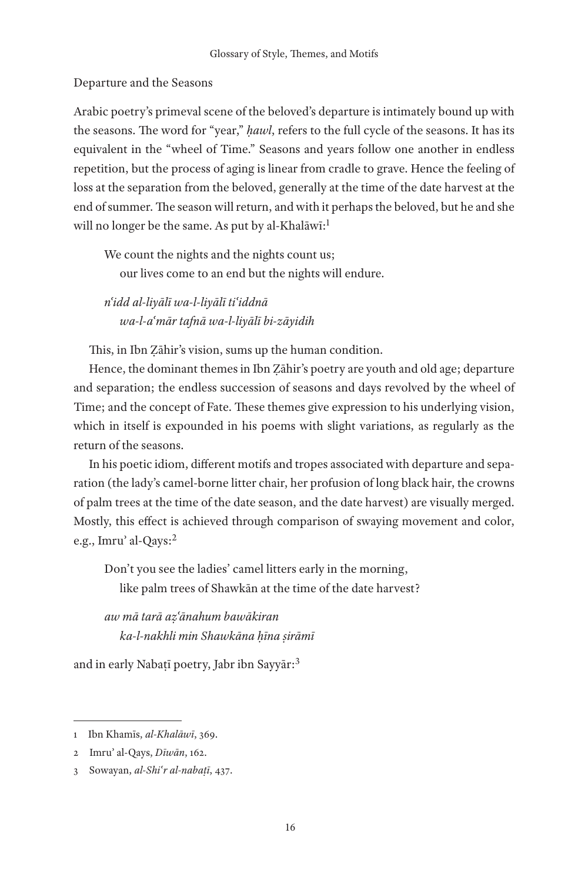Departure and the Seasons

Arabic poetry's primeval scene of the beloved's departure is intimately bound up with the seasons. The word for "year," *ḥawl*, refers to the full cycle of the seasons. It has its equivalent in the "wheel of Time." Seasons and years follow one another in endless repetition, but the process of aging is linear from cradle to grave. Hence the feeling of loss at the separation from the beloved, generally at the time of the date harvest at the end of summer. The season will return, and with it perhaps the beloved, but he and she will no longer be the same. As put by al-Khalāwī:[1]

> We count the nights and the nights count us;
> our lives come to an end but the nights will endure.
>
> *nʿidd al-liyālī wa-l-liyālī tiʿiddnā*
> *wa-l-aʿmār tafnā wa-l-liyālī bi-zāyidih*

This, in Ibn Ẓāhir's vision, sums up the human condition.

Hence, the dominant themes in Ibn Ẓāhir's poetry are youth and old age; departure and separation; the endless succession of seasons and days revolved by the wheel of Time; and the concept of Fate. These themes give expression to his underlying vision, which in itself is expounded in his poems with slight variations, as regularly as the return of the seasons.

In his poetic idiom, different motifs and tropes associated with departure and separation (the lady's camel-borne litter chair, her profusion of long black hair, the crowns of palm trees at the time of the date season, and the date harvest) are visually merged. Mostly, this effect is achieved through comparison of swaying movement and color, e.g., Imru' al-Qays:[2]

> Don't you see the ladies' camel litters early in the morning,
> like palm trees of Shawkān at the time of the date harvest?
>
> *aw mā tarā aẓʿānahum bawākiran*
> *ka-l-nakhli min Shawkāna ḥīna ṣirāmī*

and in early Nabaṭī poetry, Jabr ibn Sayyār:[3]

---

1 Ibn Khamīs, *al-Khalāwī*, 369.

2 Imru' al-Qays, *Dīwān*, 162.

3 Sowayan, *al-Shiʿr al-nabaṭī*, 437.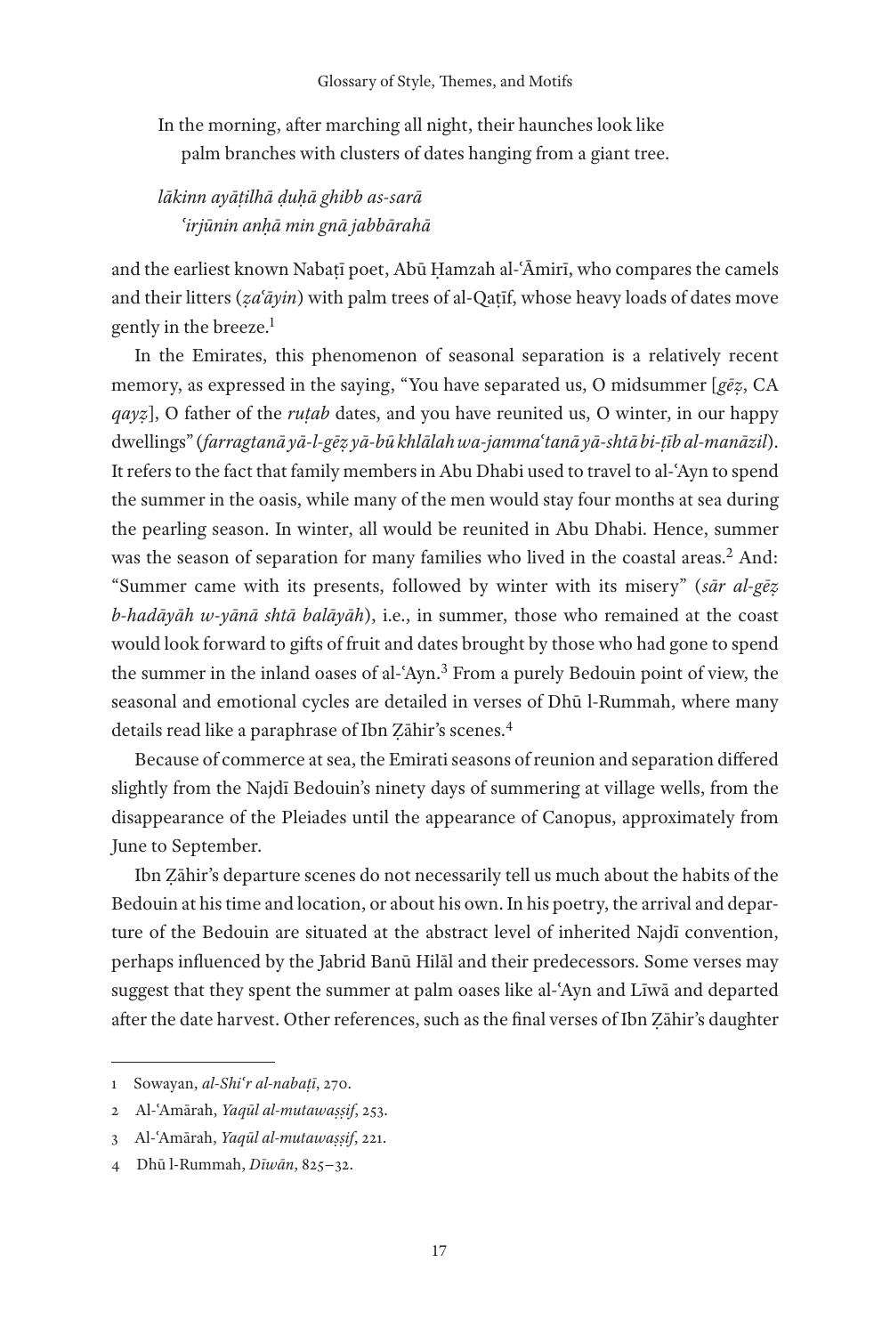In the morning, after marching all night, their haunches look like
palm branches with clusters of dates hanging from a giant tree.

*lākinn ayāṭilhā ḍuḥā ghibb as-sarā*
*ʿirjūnin anḥā min gnā jabbārahā*

and the earliest known Nabaṭī poet, Abū Ḥamzah al-ʿĀmirī, who compares the camels and their litters (*ẓaʿāyin*) with palm trees of al-Qaṭīf, whose heavy loads of dates move gently in the breeze.[1]

In the Emirates, this phenomenon of seasonal separation is a relatively recent memory, as expressed in the saying, "You have separated us, O midsummer [*gēẓ*, CA *qayẓ*], O father of the *ruṭab* dates, and you have reunited us, O winter, in our happy dwellings" (*farragtanā yā-l-gēẓ yā-bū khlālah wa-jammaʿtanā yā-shtā bi-ṭīb al-manāzil*). It refers to the fact that family members in Abu Dhabi used to travel to al-ʿAyn to spend the summer in the oasis, while many of the men would stay four months at sea during the pearling season. In winter, all would be reunited in Abu Dhabi. Hence, summer was the season of separation for many families who lived in the coastal areas.[2] And: "Summer came with its presents, followed by winter with its misery" (*sār al-gēẓ b-hadāyāh w-yānā shtā balāyāh*), i.e., in summer, those who remained at the coast would look forward to gifts of fruit and dates brought by those who had gone to spend the summer in the inland oases of al-ʿAyn.[3] From a purely Bedouin point of view, the seasonal and emotional cycles are detailed in verses of Dhū l-Rummah, where many details read like a paraphrase of Ibn Ẓāhir's scenes.[4]

Because of commerce at sea, the Emirati seasons of reunion and separation differed slightly from the Najdī Bedouin's ninety days of summering at village wells, from the disappearance of the Pleiades until the appearance of Canopus, approximately from June to September.

Ibn Ẓāhir's departure scenes do not necessarily tell us much about the habits of the Bedouin at his time and location, or about his own. In his poetry, the arrival and departure of the Bedouin are situated at the abstract level of inherited Najdī convention, perhaps influenced by the Jabrid Banū Hilāl and their predecessors. Some verses may suggest that they spent the summer at palm oases like al-ʿAyn and Līwā and departed after the date harvest. Other references, such as the final verses of Ibn Ẓāhir's daughter

---

1 Sowayan, *al-Shiʿr al-nabaṭī*, 270.

2 Al-ʿAmārah, *Yaqūl al-mutawaṣṣif*, 253.

3 Al-ʿAmārah, *Yaqūl al-mutawaṣṣif*, 221.

4 Dhū l-Rummah, *Dīwān*, 825–32.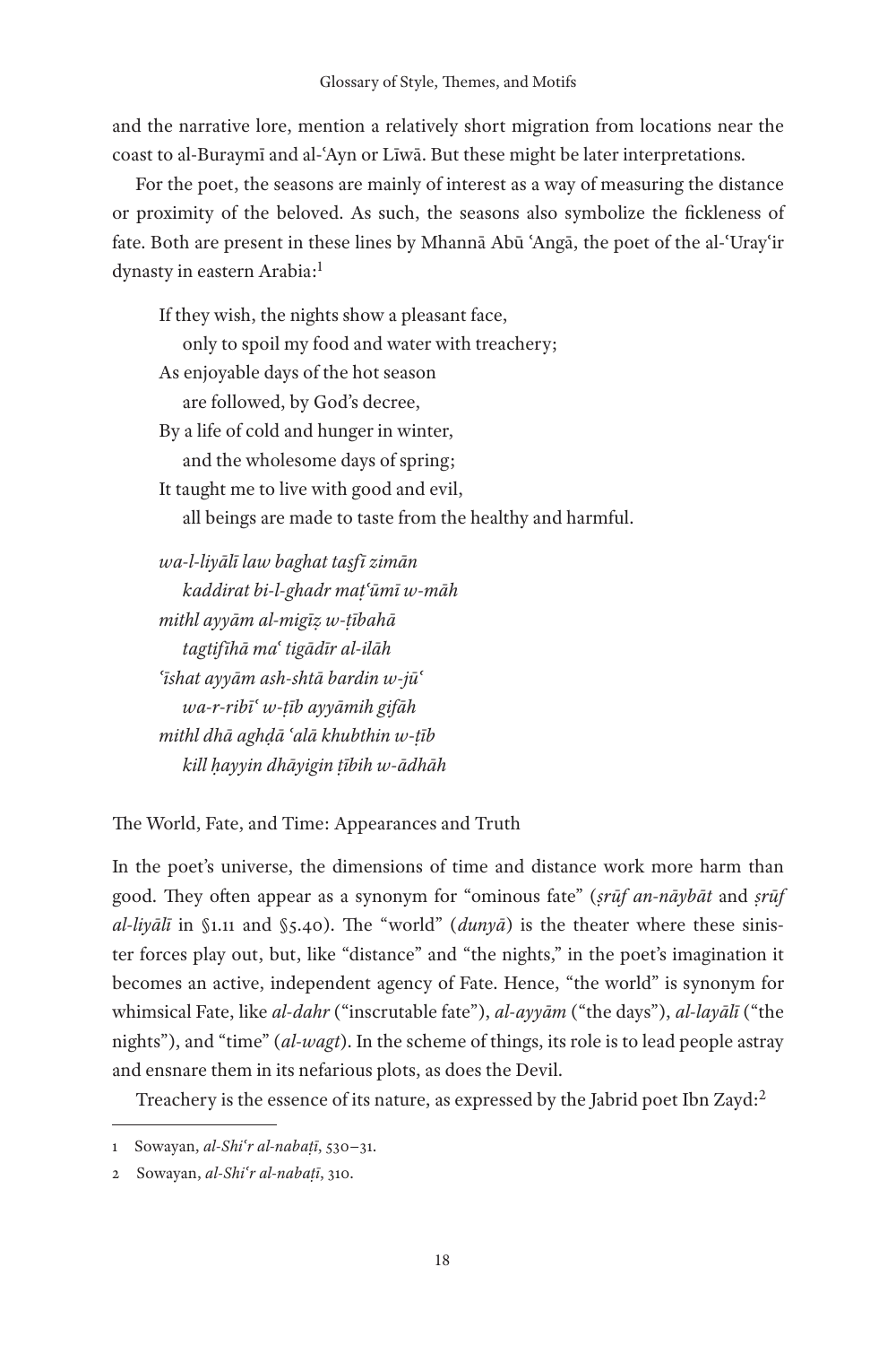and the narrative lore, mention a relatively short migration from locations near the coast to al-Buraymī and al-ʿAyn or Līwā. But these might be later interpretations.

For the poet, the seasons are mainly of interest as a way of measuring the distance or proximity of the beloved. As such, the seasons also symbolize the fickleness of fate. Both are present in these lines by Mhannā Abū ʿAngā, the poet of the al-ʿurayʿir dynasty in eastern Arabia:[1]

> If they wish, the nights show a pleasant face,
> only to spoil my food and water with treachery;
> As enjoyable days of the hot season
> are followed, by God's decree,
> By a life of cold and hunger in winter,
> and the wholesome days of spring;
> It taught me to live with good and evil,
> all beings are made to taste from the healthy and harmful.

> *wa-l-liyālī law baghat taṣfī zimān*
> *kaddirat bi-l-ghadr maṭʿūmī w-māh*
> *mithl ayyām al-migīẓ w-ṭībahā*
> *tagtifīhā maʿ tigādīr al-ilāh*
> *ʿīshat ayyām ash-shtā bardin w-jūʿ*
> *wa-r-ribīʿ w-ṭīb ayyāmih gifāh*
> *mithl dhā aghḍā ʿalā khubthin w-ṭīb*
> *kill ḥayyin dhāyigin ṭībih w-ādhāh*

The World, Fate, and Time: Appearances and Truth

In the poet's universe, the dimensions of time and distance work more harm than good. They often appear as a synonym for "ominous fate" (*ṣrūf an-nāybāt* and *ṣrūf al-liyālī* in §1.11 and §5.40). The "world" (*dunyā*) is the theater where these sinister forces play out, but, like "distance" and "the nights," in the poet's imagination it becomes an active, independent agency of Fate. Hence, "the world" is synonym for whimsical Fate, like *al-dahr* ("inscrutable fate"), *al-ayyām* ("the days"), *al-layālī* ("the nights"), and "time" (*al-wagt*). In the scheme of things, its role is to lead people astray and ensnare them in its nefarious plots, as does the Devil.

Treachery is the essence of its nature, as expressed by the Jabrid poet Ibn Zayd:[2]

---

1 Sowayan, *al-Shiʿr al-nabaṭī*, 530–31.

2 Sowayan, *al-Shiʿr al-nabaṭī*, 310.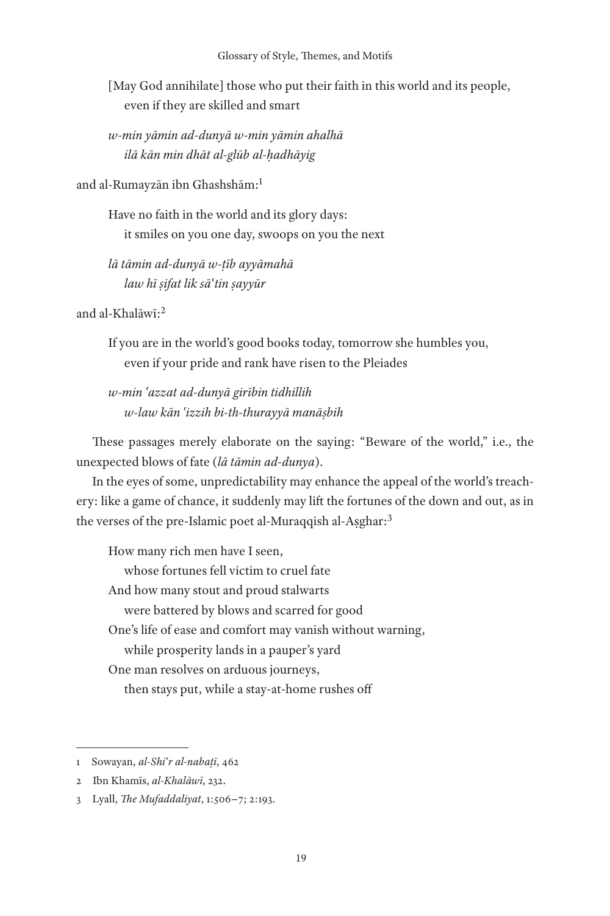[May God annihilate] those who put their faith in this world and its people,
even if they are skilled and smart

*w-min yāmin ad-dunyā w-min yāmin ahalhā*
*ilā kān min dhāt al-glūb al-ḥadhāyig*

and al-Rumayzān ibn Ghashshām:[1]

Have no faith in the world and its glory days:
it smiles on you one day, swoops on you the next

*lā tāmin ad-dunyā w-ṭīb ayyāmahā*
*law hī ṣifat lik sāʿtin ṣayyūr*

and al-Khalāwī:[2]

If you are in the world's good books today, tomorrow she humbles you,
even if your pride and rank have risen to the Pleiades

*w-min ʿazzat ad-dunyā girībin tidhillih*
*w-law kān ʿizzih bi-th-thurayyā manāṣbih*

These passages merely elaborate on the saying: "Beware of the world," i.e., the unexpected blows of fate (*lā tāmin ad-dunya*).

In the eyes of some, unpredictability may enhance the appeal of the world's treachery: like a game of chance, it suddenly may lift the fortunes of the down and out, as in the verses of the pre-Islamic poet al-Muraqqish al-Aṣghar:[3]

How many rich men have I seen,
whose fortunes fell victim to cruel fate
And how many stout and proud stalwarts
were battered by blows and scarred for good
One's life of ease and comfort may vanish without warning,
while prosperity lands in a pauper's yard
One man resolves on arduous journeys,
then stays put, while a stay-at-home rushes off

---

1 Sowayan, *al-Shiʿr al-nabaṭī*, 462

2 Ibn Khamīs, *al-Khalāwī*, 232.

3 Lyall, *The Mufaddaliyat*, 1:506–7; 2:193.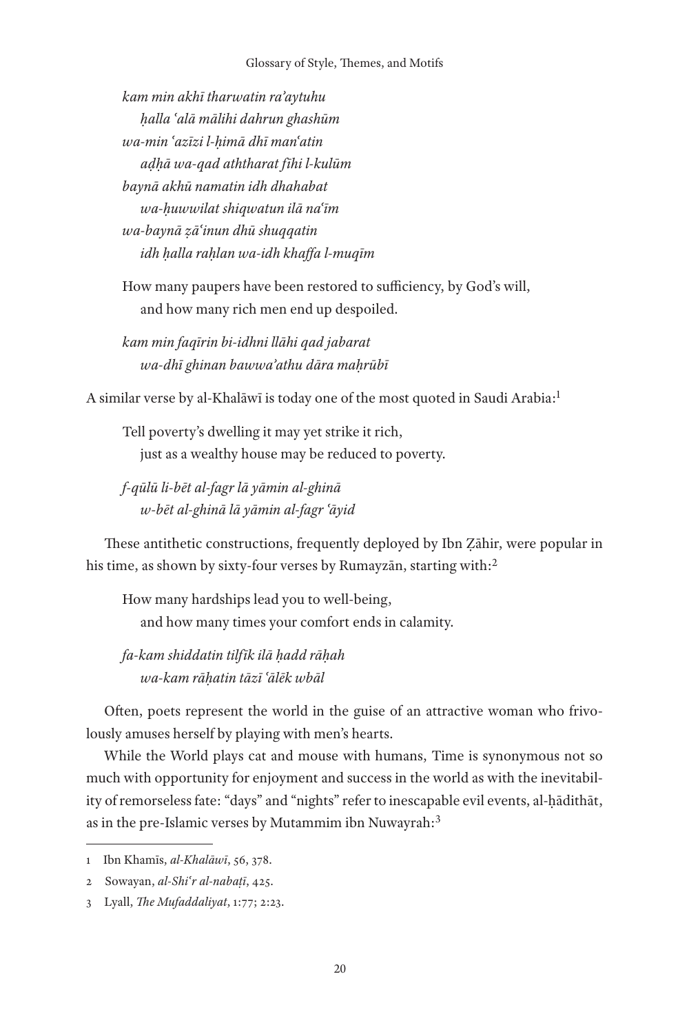*kam min akhī tharwatin raʾaytuhu*
*ḥalla ʿalā mālihi dahrun ghashūm*
*wa-min ʿazīzi l-ḥimā dhī manʿatin*
*aḍḥā wa-qad aththarat fīhi l-kulūm*
*baynā akhū namatin idh dhahabat*
*wa-ḥuwwilat shiqwatun ilā naʿīm*
*wa-baynā ẓāʿinun dhū shuqqatin*
*idh ḥalla raḥlan wa-idh khaffa l-muqīm*

How many paupers have been restored to sufficiency, by God's will,
and how many rich men end up despoiled.

*kam min faqīrin bi-idhni llāhi qad jabarat*
*wa-dhī ghinan bawwaʾathu dāra maḥrūbī*

A similar verse by al-Khalāwī is today one of the most quoted in Saudi Arabia:[1]

Tell poverty's dwelling it may yet strike it rich,
just as a wealthy house may be reduced to poverty.

*f-qūlū li-bēt al-fagr lā yāmin al-ghinā*
*w-bēt al-ghinā lā yāmin al-fagr ʿāyid*

These antithetic constructions, frequently deployed by Ibn Ẓāhir, were popular in his time, as shown by sixty-four verses by Rumayzān, starting with:[2]

How many hardships lead you to well-being,
and how many times your comfort ends in calamity.

*fa-kam shiddatin tilfīk ilā ḥadd rāḥah*
*wa-kam rāḥatin tāzī ʿālēk wbāl*

Often, poets represent the world in the guise of an attractive woman who frivolously amuses herself by playing with men's hearts.

While the World plays cat and mouse with humans, Time is synonymous not so much with opportunity for enjoyment and success in the world as with the inevitability of remorseless fate: "days" and "nights" refer to inescapable evil events, al-ḥādithāt, as in the pre-Islamic verses by Mutammim ibn Nuwayrah:[3]

---

1 Ibn Khamīs, *al-Khalāwī*, 56, 378.

2 Sowayan, *al-Shiʿr al-nabaṭī*, 425.

3 Lyall, *The Mufaddaliyat*, 1:77; 2:23.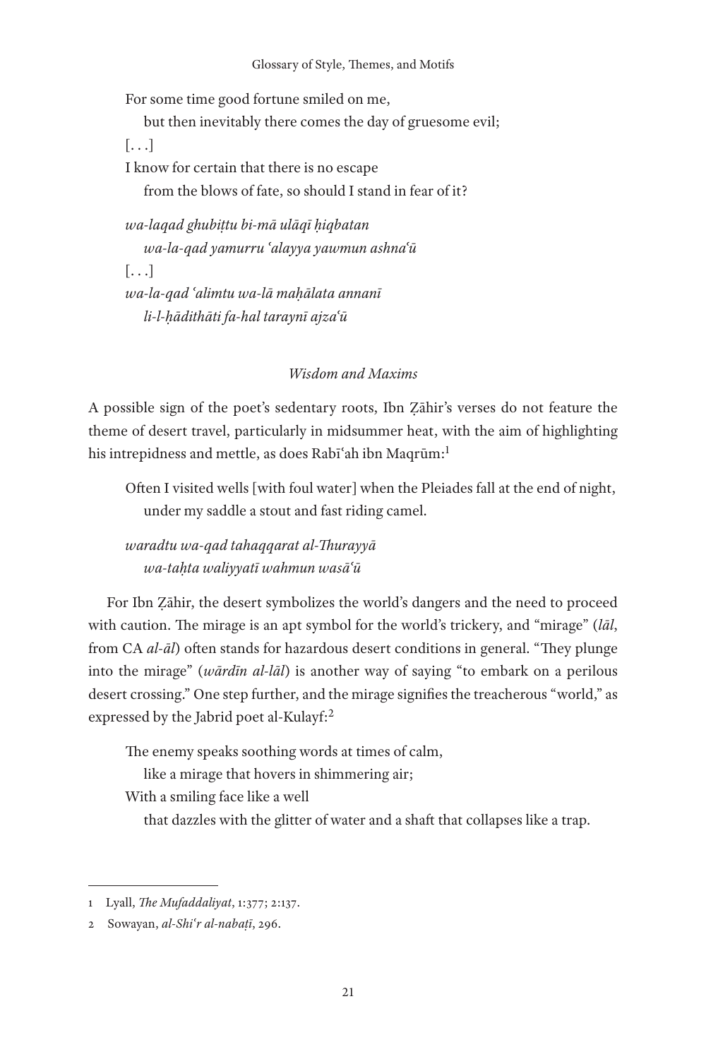For some time good fortune smiled on me,
  but then inevitably there comes the day of gruesome evil;

[. . .]

I know for certain that there is no escape
  from the blows of fate, so should I stand in fear of it?

*wa-laqad ghubiṭtu bi-mā ulāqī ḥiqbatan*
  *wa-la-qad yamurru ʿalayya yawmun ashnaʿū*

[. . .]

*wa-la-qad ʿalimtu wa-lā maḥālata annanī*
  *li-l-ḥādithāti fa-hal taraynī ajzaʿū*

### *Wisdom and Maxims*

A possible sign of the poet's sedentary roots, Ibn Ẓāhir's verses do not feature the theme of desert travel, particularly in midsummer heat, with the aim of highlighting his intrepidness and mettle, as does Rabīʿah ibn Maqrūm:[1]

> Often I visited wells [with foul water] when the Pleiades fall at the end of night,
>   under my saddle a stout and fast riding camel.
>
> *waradtu wa-qad tahaqqarat al-Thurayyā*
>   *wa-taḥta waliyyatī wahmun wasāʿū*

For Ibn Ẓāhir, the desert symbolizes the world's dangers and the need to proceed with caution. The mirage is an apt symbol for the world's trickery, and "mirage" (*lāl*, from CA *al-āl*) often stands for hazardous desert conditions in general. "They plunge into the mirage" (*wārdīn al-lāl*) is another way of saying "to embark on a perilous desert crossing." One step further, and the mirage signifies the treacherous "world," as expressed by the Jabrid poet al-Kulayf:[2]

> The enemy speaks soothing words at times of calm,
>   like a mirage that hovers in shimmering air;
> With a smiling face like a well
>   that dazzles with the glitter of water and a shaft that collapses like a trap.

---

1 Lyall, *The Mufaddaliyat*, 1:377; 2:137.

2 Sowayan, *al-Shiʿr al-nabaṭī*, 296.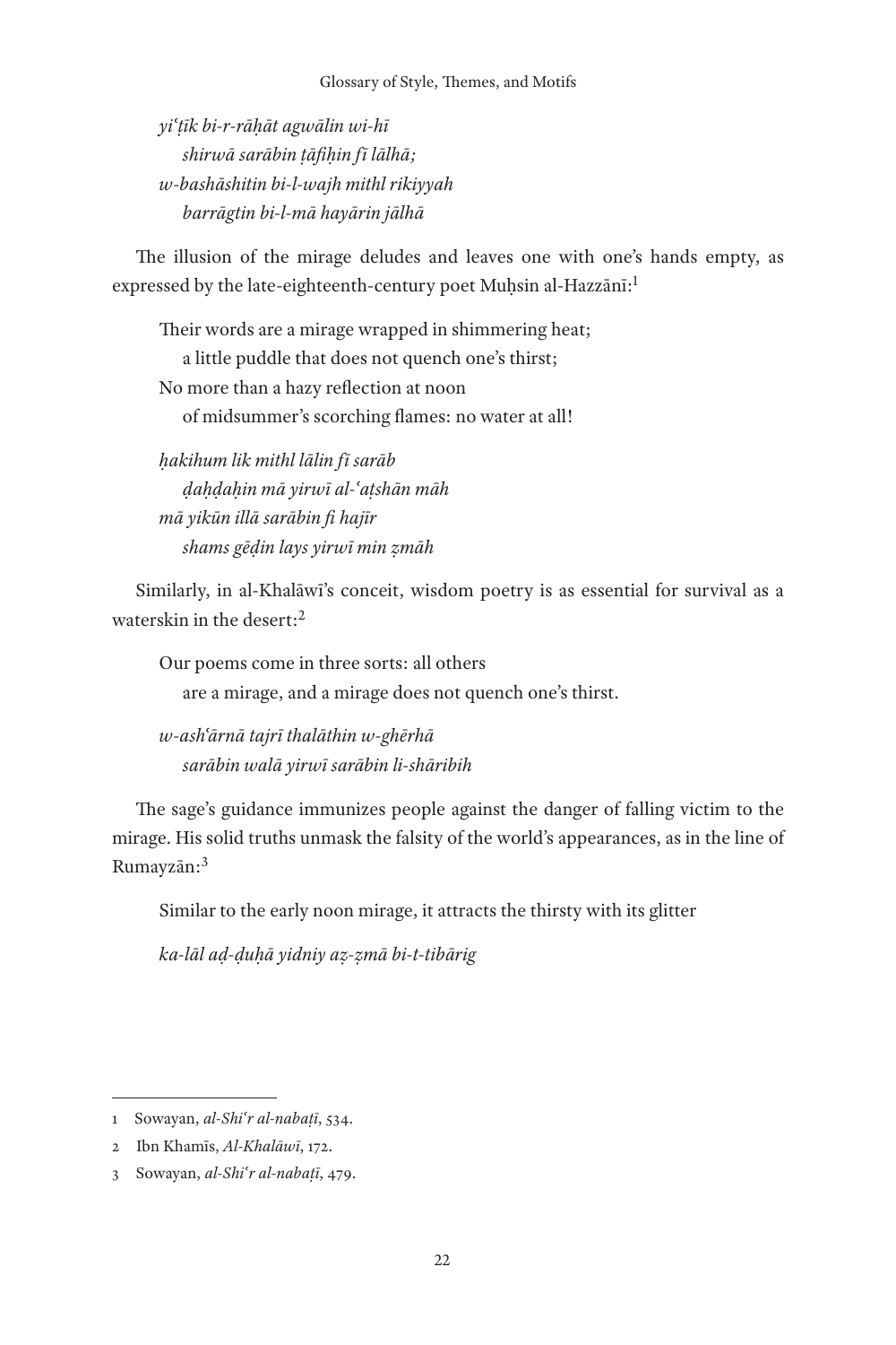*yiʿṭīk bi-r-rāḥāt agwālin wi-hī*
*shirwā sarābin ṭāfiḥin fī lālhā;*
*w-bashāshitin bi-l-wajh mithl rikiyyah*
*barrāgtin bi-l-mā hayārin jālhā*

The illusion of the mirage deludes and leaves one with one's hands empty, as expressed by the late-eighteenth-century poet Muḥsin al-Hazzānī:[1]

Their words are a mirage wrapped in shimmering heat;
a little puddle that does not quench one's thirst;
No more than a hazy reflection at noon
of midsummer's scorching flames: no water at all!

*ḥakihum lik mithl lālin fī sarāb*
*ḍaḥḍaḥin mā yirwī al-ʿaṭshān māh*
*mā yikūn illā sarābin fi hajīr*
*shams gēḍin lays yirwī min ẓmāh*

Similarly, in al-Khalāwī's conceit, wisdom poetry is as essential for survival as a waterskin in the desert:[2]

Our poems come in three sorts: all others
are a mirage, and a mirage does not quench one's thirst.

*w-ashʿārnā tajrī thalāthin w-ghērhā*
*sarābin walā yirwī sarābin li-shāribih*

The sage's guidance immunizes people against the danger of falling victim to the mirage. His solid truths unmask the falsity of the world's appearances, as in the line of Rumayzān:[3]

Similar to the early noon mirage, it attracts the thirsty with its glitter

*ka-lāl aḍ-ḍuḥā yidniy aẓ-ẓmā bi-t-tibārig*

---

1 Sowayan, *al-Shiʿr al-nabaṭī*, 534.

2 Ibn Khamīs, *Al-Khalāwī*, 172.

3 Sowayan, *al-Shiʿr al-nabaṭī*, 479.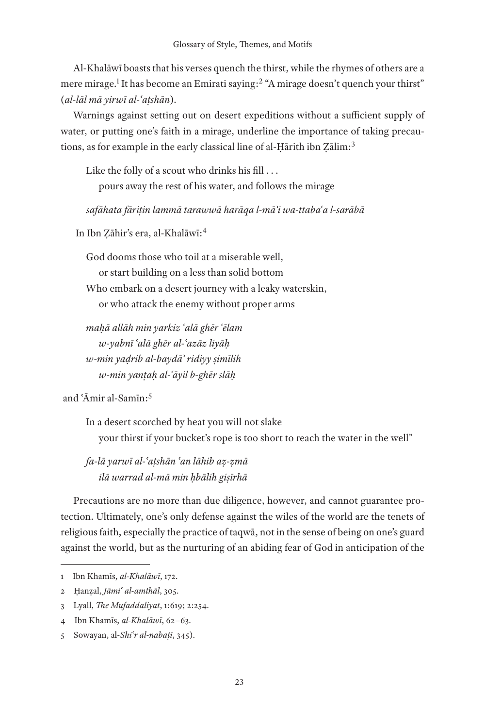Al-Khalāwī boasts that his verses quench the thirst, while the rhymes of others are a mere mirage.[1] It has become an Emirati saying:[2] "A mirage doesn't quench your thirst" (*al-lāl mā yirwī al-ʿaṭshān*).

Warnings against setting out on desert expeditions without a sufficient supply of water, or putting one's faith in a mirage, underline the importance of taking precautions, as for example in the early classical line of al-Ḥārith ibn Ẓālim:[3]

> Like the folly of a scout who drinks his fill . . .
> pours away the rest of his water, and follows the mirage
>
> *safāhata fāriṭin lammā tarawwā harāqa l-mā'i wa-ttabaʿa l-sarābā*

In Ibn Ẓāhir's era, al-Khalāwī:[4]

> God dooms those who toil at a miserable well,
> or start building on a less than solid bottom
> Who embark on a desert journey with a leaky waterskin,
> or who attack the enemy without proper arms
>
> *maḥā allāh min yarkiz ʿalā ghēr ʿēlam*
> *w-yabnī ʿalā ghēr al-ʿazāz liyāḥ*
> *w-min yaḍrib al-baydā' ridiyy ṣimīlih*
> *w-min yanṭaḥ al-ʿāyil b-ghēr slāḥ*

and ʿĀmir al-Samīn:[5]

> In a desert scorched by heat you will not slake
> your thirst if your bucket's rope is too short to reach the water in the well"
>
> *fa-lā yarwī al-ʿaṭshān ʿan lāhib aẓ-ẓmā*
> *ilā warrad al-mā min ḥbālih giṣīrhā*

Precautions are no more than due diligence, however, and cannot guarantee protection. Ultimately, one's only defense against the wiles of the world are the tenets of religious faith, especially the practice of taqwā, not in the sense of being on one's guard against the world, but as the nurturing of an abiding fear of God in anticipation of the

---

1 Ibn Khamīs, *al-Khalāwī*, 172.

2 Ḥanẓal, *Jāmiʿ al-amthāl*, 305.

3 Lyall, *The Mufaddaliyat*, 1:619; 2:254.

4 Ibn Khamīs, *al-Khalāwī*, 62–63.

5 Sowayan, al-*Shiʿr al-nabaṭī*, 345).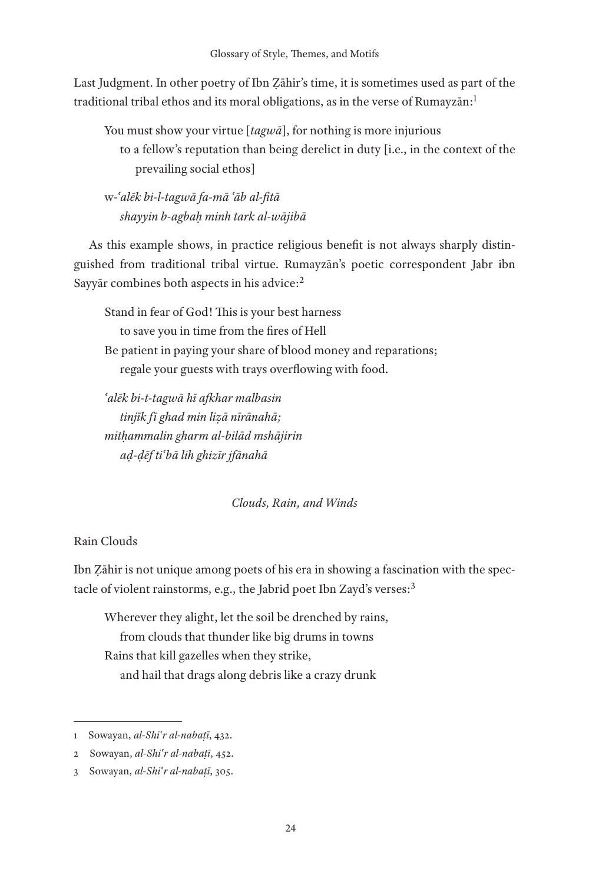Last Judgment. In other poetry of Ibn Ẓāhir's time, it is sometimes used as part of the traditional tribal ethos and its moral obligations, as in the verse of Rumayzān:[1]

> You must show your virtue [*tagwā*], for nothing is more injurious
> to a fellow's reputation than being derelict in duty [i.e., in the context of the prevailing social ethos]
>
> *w-ʿalēk bi-l-tagwā fa-mā ʿāb al-fitā*
> *shayyin b-agbaḥ minh tark al-wājibā*

As this example shows, in practice religious benefit is not always sharply distinguished from traditional tribal virtue. Rumayzān's poetic correspondent Jabr ibn Sayyār combines both aspects in his advice:[2]

> Stand in fear of God! This is your best harness
> to save you in time from the fires of Hell
> Be patient in paying your share of blood money and reparations;
> regale your guests with trays overflowing with food.
>
> *ʿalēk bi-t-tagwā hī afkhar malbasin*
> *tinjīk fī ghad min liẓā nīrānahā;*
> *mitḥammalin gharm al-bilād mshājirin*
> *aḍ-ḍēf tiʿbā lih ghizīr jfānahā*

### *Clouds, Rain, and Winds*

#### Rain Clouds

Ibn Ẓāhir is not unique among poets of his era in showing a fascination with the spectacle of violent rainstorms, e.g., the Jabrid poet Ibn Zayd's verses:[3]

> Wherever they alight, let the soil be drenched by rains,
> from clouds that thunder like big drums in towns
> Rains that kill gazelles when they strike,
> and hail that drags along debris like a crazy drunk

---

1 Sowayan, *al-Shiʿr al-nabaṭī*, 432.

2 Sowayan, *al-Shiʿr al-nabaṭī*, 452.

3 Sowayan, *al-Shiʿr al-nabaṭī*, 305.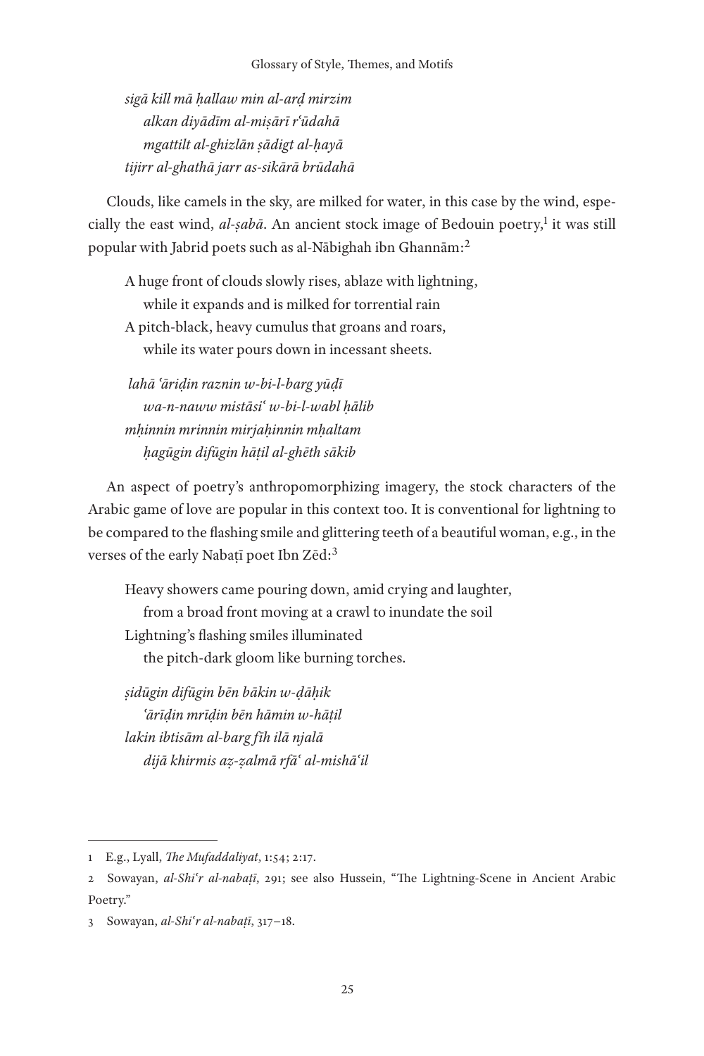*sigā kill mā ḥallaw min al-arḍ mirzim*
*alkan diyādīm al-miṣārī rʿūdahā*
*mgattilt al-ghizlān ṣādigt al-ḥayā*
*tijirr al-ghathā jarr as-sikārā brūdahā*

Clouds, like camels in the sky, are milked for water, in this case by the wind, especially the east wind, *al-ṣabā*. An ancient stock image of Bedouin poetry,[1] it was still popular with Jabrid poets such as al-Nābighah ibn Ghannām:[2]

A huge front of clouds slowly rises, ablaze with lightning,
while it expands and is milked for torrential rain
A pitch-black, heavy cumulus that groans and roars,
while its water pours down in incessant sheets.

*lahā ʿāriḍin raznin w-bi-l-barg yūḍī*
*wa-n-naww mistāsiʿ w-bi-l-wabl ḥālib*
*mḥinnin mrinnin mirjaḥinnin mḥaltam*
*ḥagūgin difūgin hāṭil al-ghēth sākib*

An aspect of poetry's anthropomorphizing imagery, the stock characters of the Arabic game of love are popular in this context too. It is conventional for lightning to be compared to the flashing smile and glittering teeth of a beautiful woman, e.g., in the verses of the early Nabaṭī poet Ibn Zēd:[3]

Heavy showers came pouring down, amid crying and laughter,
from a broad front moving at a crawl to inundate the soil
Lightning's flashing smiles illuminated
the pitch-dark gloom like burning torches.

*ṣidūgin difūgin bēn bākin w-ḍāḥik*
*ʿārīḍin mrīḍin bēn hāmin w-hāṭil*
*lakin ibtisām al-barg fīh ilā njalā*
*dijā khirmis aẓ-ẓalmā rfāʿ al-mishāʿil*

---

1 E.g., Lyall, *The Mufaddaliyat*, 1:54; 2:17.

2 Sowayan, *al-Shiʿr al-nabaṭī*, 291; see also Hussein, "The Lightning-Scene in Ancient Arabic Poetry."

3 Sowayan, *al-Shiʿr al-nabaṭī*, 317–18.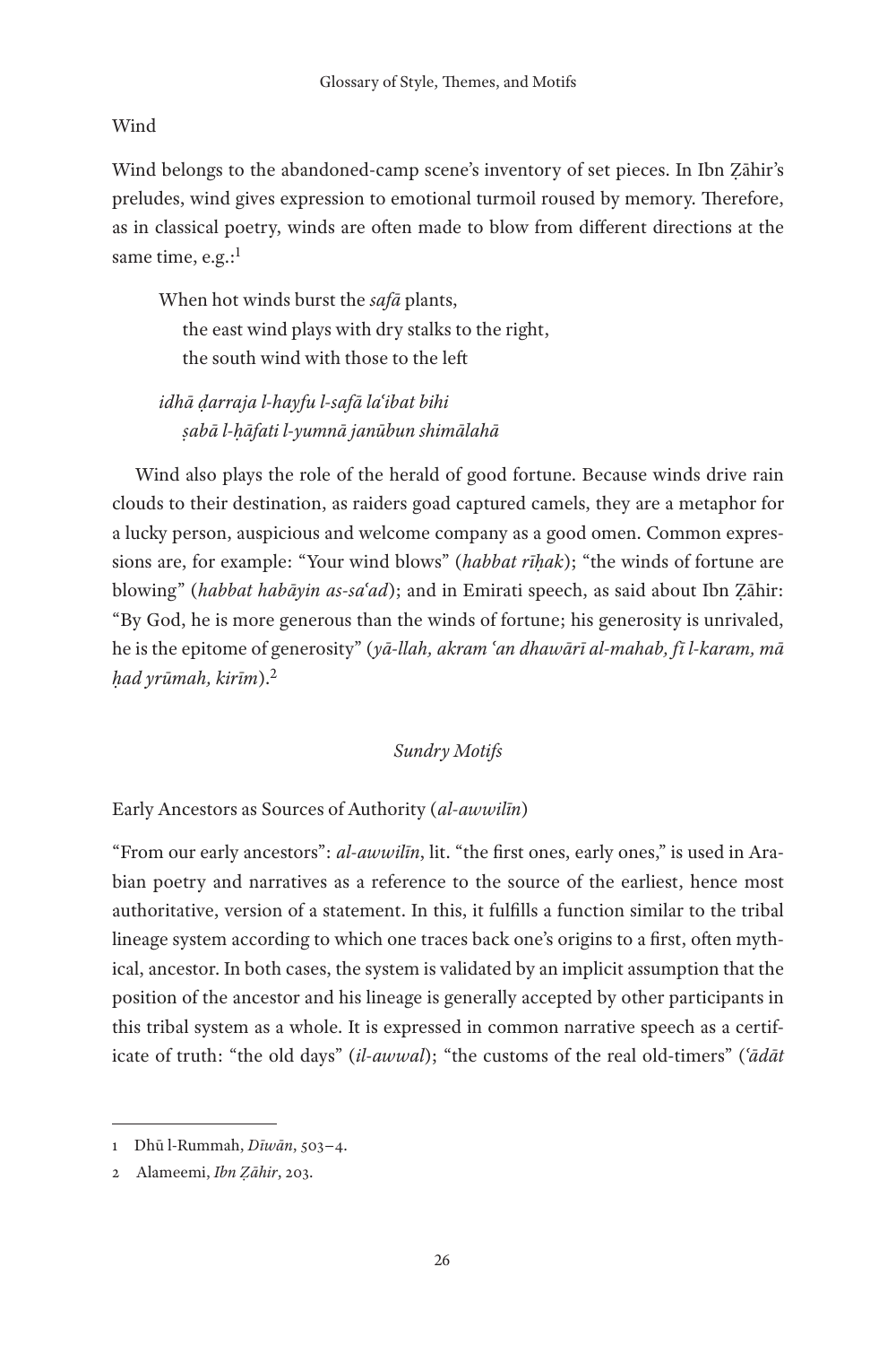## Wind

Wind belongs to the abandoned-camp scene's inventory of set pieces. In Ibn Ẓāhir's preludes, wind gives expression to emotional turmoil roused by memory. Therefore, as in classical poetry, winds are often made to blow from different directions at the same time, e.g.:[1]

> When hot winds burst the *safā* plants,
> the east wind plays with dry stalks to the right,
> the south wind with those to the left
>
> *idhā ḍarraja l-hayfu l-safā laʿibat bihi*
> *ṣabā l-ḥāfati l-yumnā janūbun shimālahā*

Wind also plays the role of the herald of good fortune. Because winds drive rain clouds to their destination, as raiders goad captured camels, they are a metaphor for a lucky person, auspicious and welcome company as a good omen. Common expressions are, for example: "Your wind blows" (*habbat rīḥak*); "the winds of fortune are blowing" (*habbat habāyin as-saʿad*); and in Emirati speech, as said about Ibn Ẓāhir: "By God, he is more generous than the winds of fortune; his generosity is unrivaled, he is the epitome of generosity" (*yā-llah, akram ʿan dhawārī al-mahab, fī l-karam, mā ḥad yrūmah, kirīm*).[2]

### *Sundry Motifs*

## Early Ancestors as Sources of Authority (*al-awwilīn*)

"From our early ancestors": *al-awwilīn*, lit. "the first ones, early ones," is used in Arabian poetry and narratives as a reference to the source of the earliest, hence most authoritative, version of a statement. In this, it fulfills a function similar to the tribal lineage system according to which one traces back one's origins to a first, often mythical, ancestor. In both cases, the system is validated by an implicit assumption that the position of the ancestor and his lineage is generally accepted by other participants in this tribal system as a whole. It is expressed in common narrative speech as a certificate of truth: "the old days" (*il-awwal*); "the customs of the real old-timers" (*ʿādāt*

---

1 Dhū l-Rummah, *Dīwān*, 503–4.

2 Alameemi, *Ibn Ẓāhir*, 203.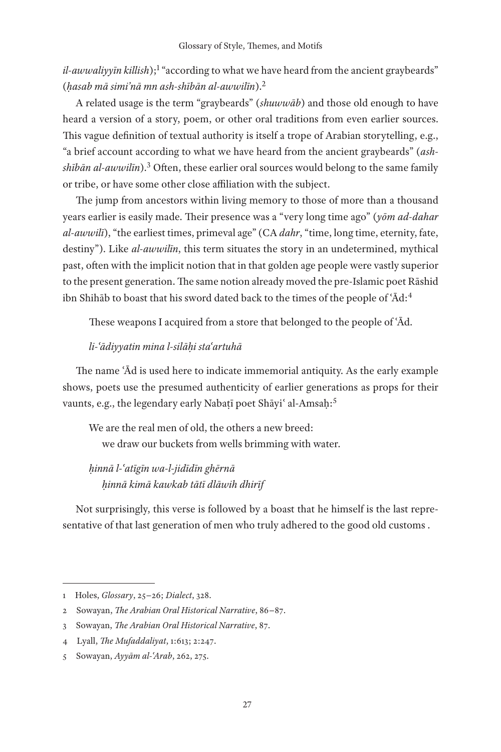*il-awwaliyyīn killish*);[1] "according to what we have heard from the ancient graybeards" (*ḥasab mā simiʿnā mn ash-shībān al-awwilīn*).[2]

A related usage is the term "graybeards" (*shuwwāb*) and those old enough to have heard a version of a story, poem, or other oral traditions from even earlier sources. This vague definition of textual authority is itself a trope of Arabian storytelling, e.g., "a brief account according to what we have heard from the ancient graybeards" (*ash-shībān al-awwilīn*).[3] Often, these earlier oral sources would belong to the same family or tribe, or have some other close affiliation with the subject.

The jump from ancestors within living memory to those of more than a thousand years earlier is easily made. Their presence was a "very long time ago" (*yōm ad-dahar al-awwilī*), "the earliest times, primeval age" (CA *dahr*, "time, long time, eternity, fate, destiny"). Like *al-awwilīn*, this term situates the story in an undetermined, mythical past, often with the implicit notion that in that golden age people were vastly superior to the present generation. The same notion already moved the pre-Islamic poet Rāshid ibn Shihāb to boast that his sword dated back to the times of the people of ʿĀd:[4]

> These weapons I acquired from a store that belonged to the people of ʿĀd.
>
> *li-ʿādiyyatin mina l-silāḥi staʿartuhā*

The name ʿĀd is used here to indicate immemorial antiquity. As the early example shows, poets use the presumed authenticity of earlier generations as props for their vaunts, e.g., the legendary early Nabaṭī poet Shāyiʿ al-Amsaḥ:[5]

> We are the real men of old, the others a new breed:
> we draw our buckets from wells brimming with water.
>
> *ḥinnā l-ʿatīgīn wa-l-jidīdīn ghērnā*
> *ḥinnā kimā kawkab tātī dlāwih dhirīf*

Not surprisingly, this verse is followed by a boast that he himself is the last representative of that last generation of men who truly adhered to the good old customs .

---

1 Holes, *Glossary*, 25–26; *Dialect*, 328.

2 Sowayan, *The Arabian Oral Historical Narrative*, 86–87.

3 Sowayan, *The Arabian Oral Historical Narrative*, 87.

4 Lyall, *The Mufaddaliyat*, 1:613; 2:247.

5 Sowayan, *Ayyām al-ʿArab*, 262, 275.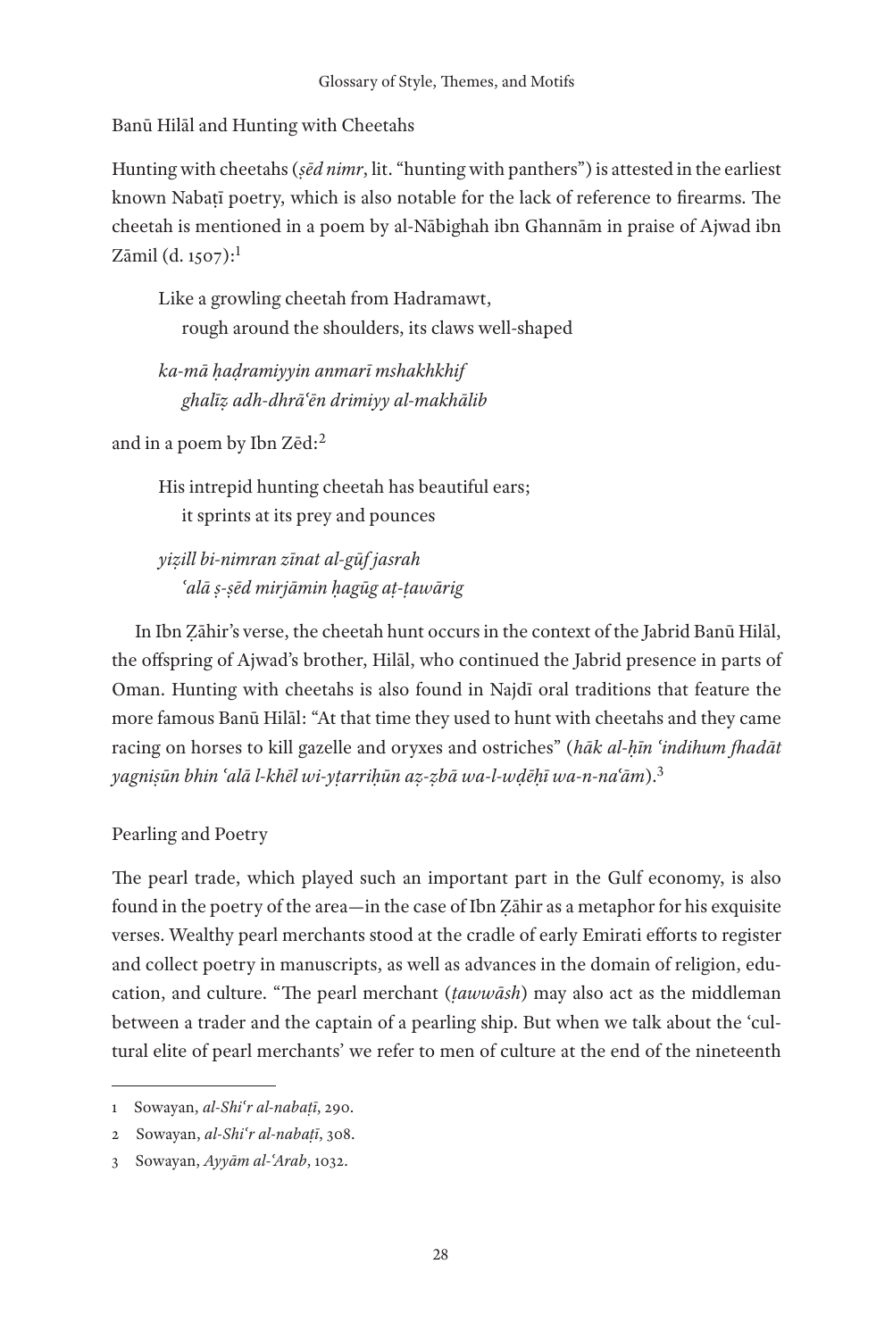### Banū Hilāl and Hunting with Cheetahs

Hunting with cheetahs (*ṣēd nimr*, lit. "hunting with panthers") is attested in the earliest known Nabaṭī poetry, which is also notable for the lack of reference to firearms. The cheetah is mentioned in a poem by al-Nābighah ibn Ghannām in praise of Ajwad ibn Zāmil (d. 1507):[1]

> Like a growling cheetah from Hadramawt,
> rough around the shoulders, its claws well-shaped
>
> *ka-mā ḥaḍramiyyin anmarī mshakhkhif*
> *ghalīẓ adh-dhrāʿēn drimiyy al-makhālib*

and in a poem by Ibn Zēd:[2]

> His intrepid hunting cheetah has beautiful ears;
> it sprints at its prey and pounces
>
> *yiẓill bi-nimran zīnat al-gūf jasrah*
> *ʿalā ṣ-ṣēd mirjāmin ḥagūg aṭ-ṭawārig*

In Ibn Ẓāhir's verse, the cheetah hunt occurs in the context of the Jabrid Banū Hilāl, the offspring of Ajwad's brother, Hilāl, who continued the Jabrid presence in parts of Oman. Hunting with cheetahs is also found in Najdī oral traditions that feature the more famous Banū Hilāl: "At that time they used to hunt with cheetahs and they came racing on horses to kill gazelle and oryxes and ostriches" (*hāk al-ḥīn ʿindihum fhadāt yagniṣūn bhin ʿalā l-khēl wi-yṭarriḥūn aẓ-ẓbā wa-l-wḍēḥī wa-n-naʿām*).[3]

### Pearling and Poetry

The pearl trade, which played such an important part in the Gulf economy, is also found in the poetry of the area—in the case of Ibn Ẓāhir as a metaphor for his exquisite verses. Wealthy pearl merchants stood at the cradle of early Emirati efforts to register and collect poetry in manuscripts, as well as advances in the domain of religion, education, and culture. "The pearl merchant (*ṭawwāsh*) may also act as the middleman between a trader and the captain of a pearling ship. But when we talk about the 'cultural elite of pearl merchants' we refer to men of culture at the end of the nineteenth

---

1 Sowayan, *al-Shiʿr al-nabaṭī*, 290.

2 Sowayan, *al-Shiʿr al-nabaṭī*, 308.

3 Sowayan, *Ayyām al-ʿArab*, 1032.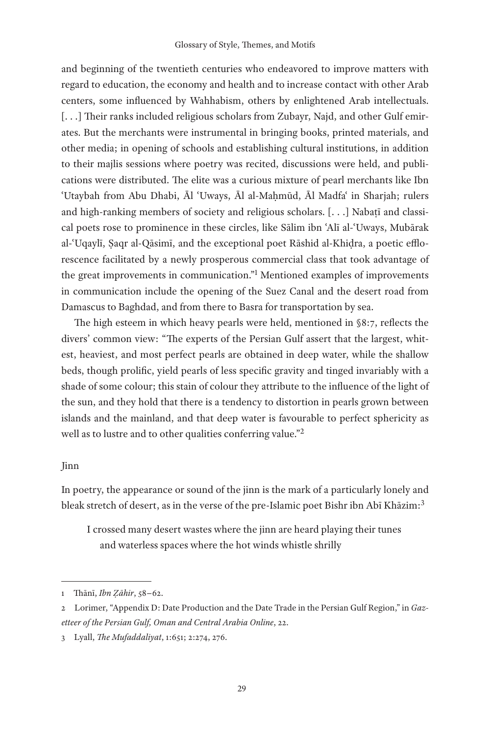and beginning of the twentieth centuries who endeavored to improve matters with regard to education, the economy and health and to increase contact with other Arab centers, some influenced by Wahhabism, others by enlightened Arab intellectuals. [. . .] Their ranks included religious scholars from Zubayr, Najd, and other Gulf emirates. But the merchants were instrumental in bringing books, printed materials, and other media; in opening of schools and establishing cultural institutions, in addition to their majlis sessions where poetry was recited, discussions were held, and publications were distributed. The elite was a curious mixture of pearl merchants like Ibn ʿUtaybah from Abu Dhabi, Āl ʿUways, Āl al-Maḥmūd, Āl Madfaʿ in Sharjah; rulers and high-ranking members of society and religious scholars. [. . .] Nabaṭī and classical poets rose to prominence in these circles, like Sālim ibn ʿAlī al-ʿUways, Mubārak al-ʿUqaylī, Ṣaqr al-Qāsimī, and the exceptional poet Rāshid al-Khiḍra, a poetic efflorescence facilitated by a newly prosperous commercial class that took advantage of the great improvements in communication."[1] Mentioned examples of improvements in communication include the opening of the Suez Canal and the desert road from Damascus to Baghdad, and from there to Basra for transportation by sea.

The high esteem in which heavy pearls were held, mentioned in §8:7, reflects the divers' common view: "The experts of the Persian Gulf assert that the largest, whitest, heaviest, and most perfect pearls are obtained in deep water, while the shallow beds, though prolific, yield pearls of less specific gravity and tinged invariably with a shade of some colour; this stain of colour they attribute to the influence of the light of the sun, and they hold that there is a tendency to distortion in pearls grown between islands and the mainland, and that deep water is favourable to perfect sphericity as well as to lustre and to other qualities conferring value."[2]

## Jinn

In poetry, the appearance or sound of the jinn is the mark of a particularly lonely and bleak stretch of desert, as in the verse of the pre-Islamic poet Bishr ibn Abī Khāzim:[3]

> I crossed many desert wastes where the jinn are heard playing their tunes
> and waterless spaces where the hot winds whistle shrilly

---

1 Thānī, *Ibn Ẓāhir*, 58–62.

2 Lorimer, "Appendix D: Date Production and the Date Trade in the Persian Gulf Region," in *Gazetteer of the Persian Gulf, Oman and Central Arabia Online*, 22.

3 Lyall, *The Mufaddaliyat*, 1:651; 2:274, 276.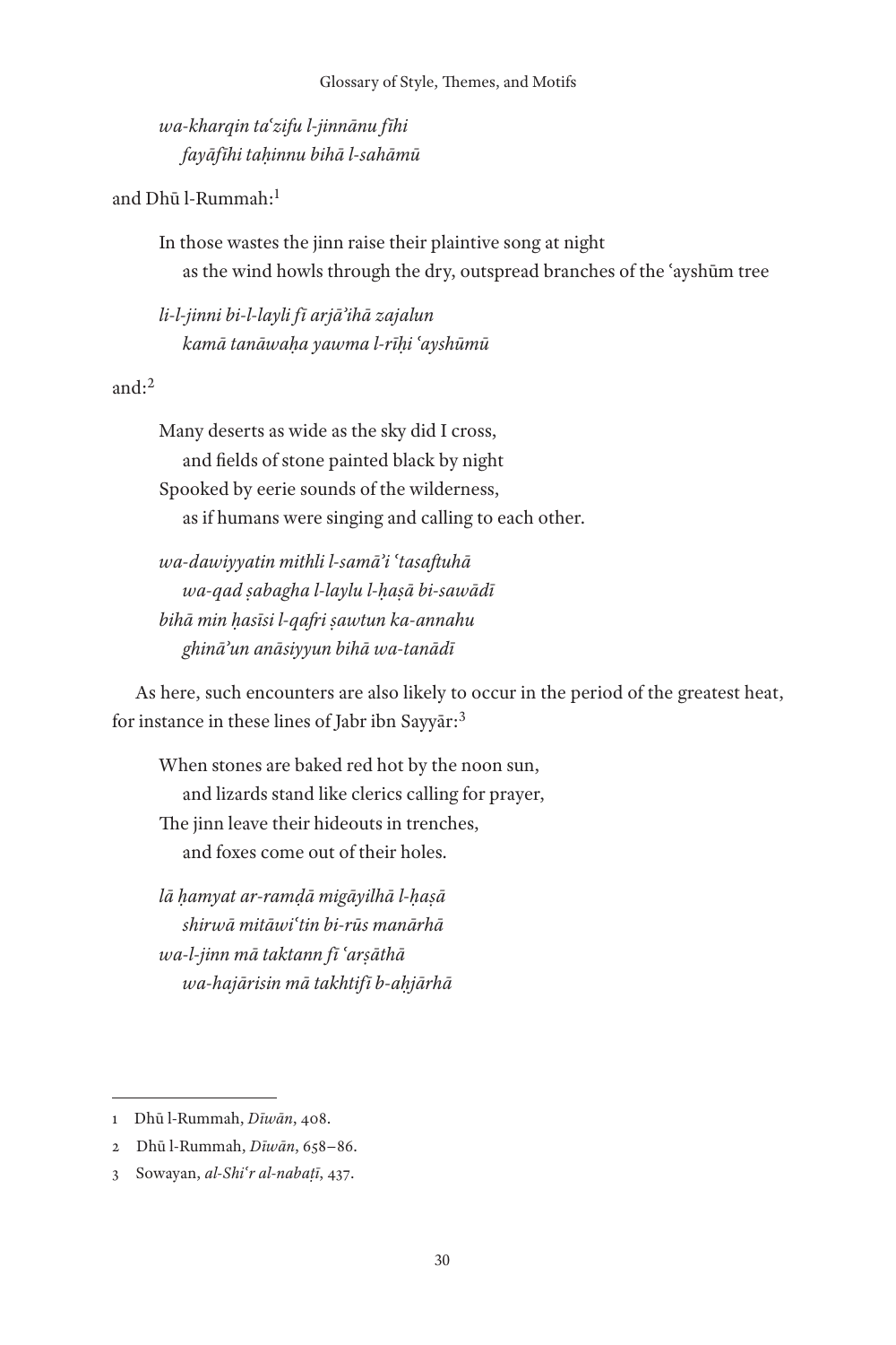*wa-kharqin taʿzifu l-jinnānu fīhi*
*fayāfīhi taḥinnu bihā l-sahāmū*

and Dhū l-Rummah:[1]

In those wastes the jinn raise their plaintive song at night
as the wind howls through the dry, outspread branches of the ʿayshūm tree

*li-l-jinni bi-l-layli fī arjāʾihā zajalun*
*kamā tanāwaḥa yawma l-rīḥi ʿayshūmū*

and:[2]

Many deserts as wide as the sky did I cross,
and fields of stone painted black by night
Spooked by eerie sounds of the wilderness,
as if humans were singing and calling to each other.

*wa-dawiyyatin mithli l-samāʾi ʿtasaftuhā*
*wa-qad ṣabagha l-laylu l-ḥaṣā bi-sawādī*
*bihā min ḥasīsi l-qafri ṣawtun ka-annahu*
*ghināʾun anāsiyyun bihā wa-tanādī*

As here, such encounters are also likely to occur in the period of the greatest heat, for instance in these lines of Jabr ibn Sayyār:[3]

When stones are baked red hot by the noon sun,
and lizards stand like clerics calling for prayer,
The jinn leave their hideouts in trenches,
and foxes come out of their holes.

*lā ḥamyat ar-ramḍā migāyilhā l-ḥaṣā*
*shirwā mitāwiʿtin bi-rūs manārhā*
*wa-l-jinn mā taktann fī ʿarṣāthā*
*wa-hajārisin mā takhtifī b-aḥjārhā*

---

1 Dhū l-Rummah, *Dīwān*, 408.

2 Dhū l-Rummah, *Dīwān*, 658–86.

3 Sowayan, *al-Shiʿr al-nabaṭī*, 437.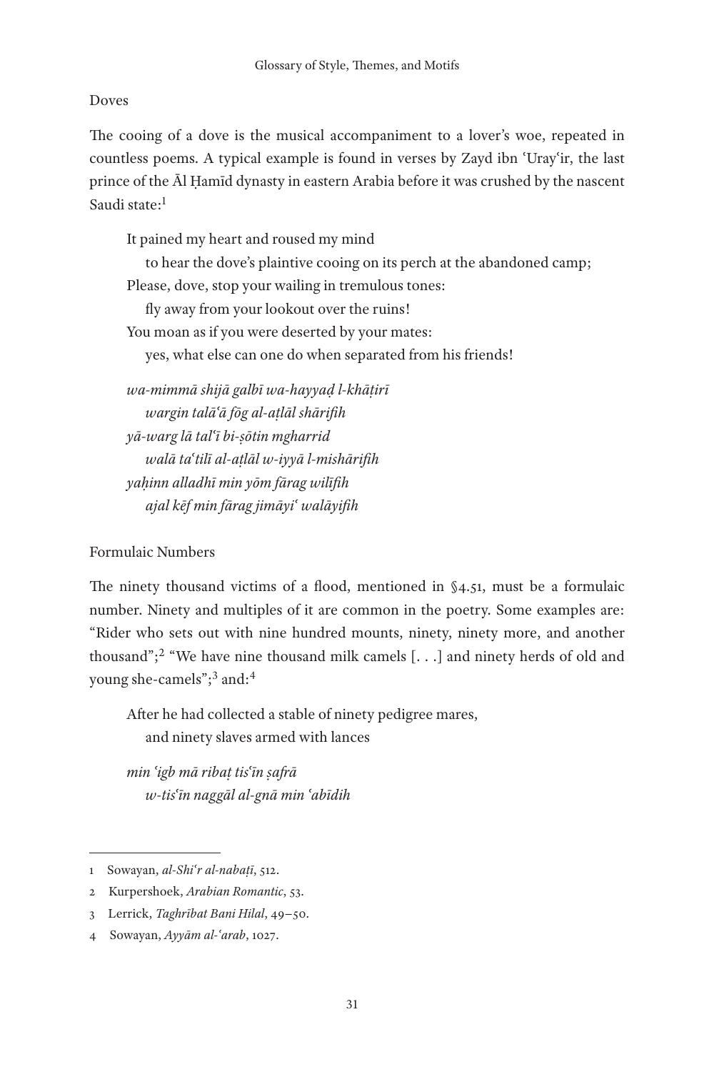## Doves

The cooing of a dove is the musical accompaniment to a lover's woe, repeated in countless poems. A typical example is found in verses by Zayd ibn ʿUrayʿir, the last prince of the Āl Ḥamīd dynasty in eastern Arabia before it was crushed by the nascent Saudi state:[1]

> It pained my heart and roused my mind
> to hear the dove's plaintive cooing on its perch at the abandoned camp;
> Please, dove, stop your wailing in tremulous tones:
> fly away from your lookout over the ruins!
> You moan as if you were deserted by your mates:
> yes, what else can one do when separated from his friends!

> *wa-mimmā shijā galbī wa-hayyaḍ l-khāṭirī*
> *wargin talāʿā fōg al-aṭlāl shārifih*
> *yā-warg lā talʿī bi-ṣōtin mgharrid*
> *walā taʿtilī al-aṭlāl w-iyyā l-mishārifih*
> *yaḥinn alladhī min yōm fārag wilīfih*
> *ajal kēf min fārag jimāyiʿ walāyifih*

## Formulaic Numbers

The ninety thousand victims of a flood, mentioned in §4.51, must be a formulaic number. Ninety and multiples of it are common in the poetry. Some examples are: "Rider who sets out with nine hundred mounts, ninety, ninety more, and another thousand";[2] "We have nine thousand milk camels [. . .] and ninety herds of old and young she-camels";[3] and:[4]

> After he had collected a stable of ninety pedigree mares,
> and ninety slaves armed with lances

> *min ʿigb mā ribaṭ tisʿīn ṣafrā*
> *w-tisʿīn naggāl al-gnā min ʿabīdih*

---

1 Sowayan, *al-Shiʿr al-nabaṭī*, 512.

2 Kurpershoek, *Arabian Romantic*, 53.

3 Lerrick, *Taghrībat Bani Hilal*, 49–50.

4 Sowayan, *Ayyām al-ʿarab*, 1027.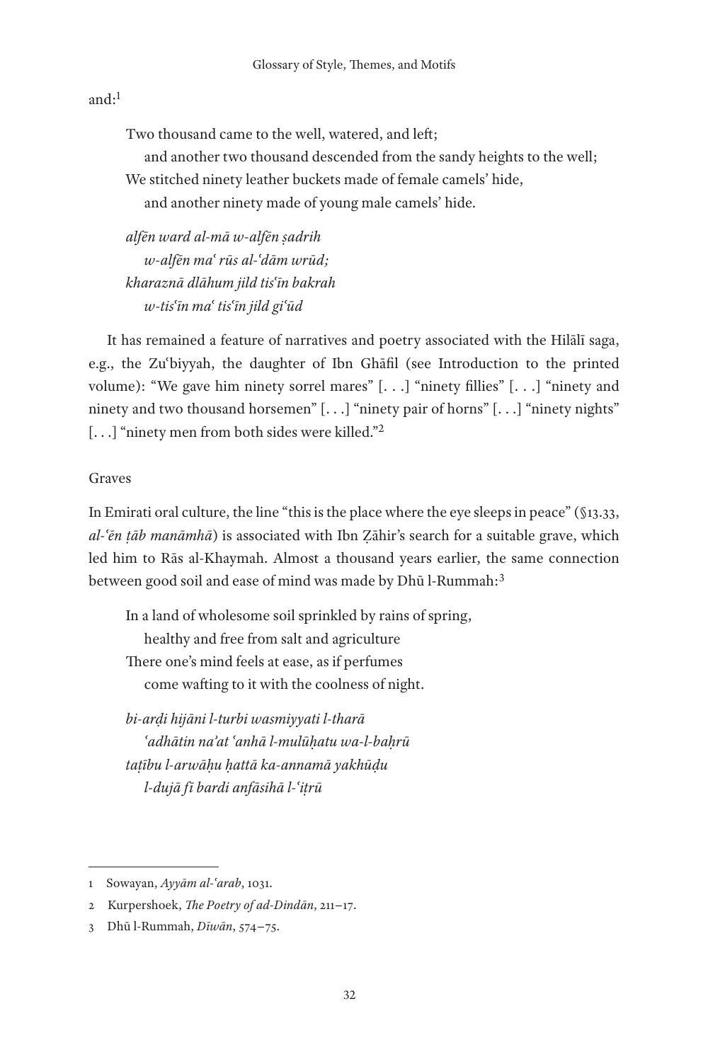and:[1]

> Two thousand came to the well, watered, and left;
> and another two thousand descended from the sandy heights to the well;
> We stitched ninety leather buckets made of female camels' hide,
> and another ninety made of young male camels' hide.

> *alfēn ward al-mā w-alfēn ṣadrih*
> *w-alfēn maʿ rūs al-ʿdām wrūd;*
> *kharaznā dlāhum jild tisʿīn bakrah*
> *w-tisʿīn maʿ tisʿīn jild giʿūd*

It has remained a feature of narratives and poetry associated with the Hilālī saga, e.g., the Zuʿbiyyah, the daughter of Ibn Ghāfil (see Introduction to the printed volume): "We gave him ninety sorrel mares" [. . .] "ninety fillies" [. . .] "ninety and ninety and two thousand horsemen" [. . .] "ninety pair of horns" [. . .] "ninety nights" [. . .] "ninety men from both sides were killed."[2]

## Graves

In Emirati oral culture, the line "this is the place where the eye sleeps in peace" (§13.33, *al-ʿēn ṭāb manāmhā*) is associated with Ibn Ẓāhir's search for a suitable grave, which led him to Rās al-Khaymah. Almost a thousand years earlier, the same connection between good soil and ease of mind was made by Dhū l-Rummah:[3]

> In a land of wholesome soil sprinkled by rains of spring,
> healthy and free from salt and agriculture
> There one's mind feels at ease, as if perfumes
> come wafting to it with the coolness of night.

> *bi-arḍi hijāni l-turbi wasmiyyati l-tharā*
> *ʿadhātin naʾat ʿanhā l-mulūḥatu wa-l-baḥrū*
> *taṭību l-arwāḥu ḥattā ka-annamā yakhūḍu*
> *l-dujā fī bardi anfāsihā l-ʿiṭrū*

---

1 Sowayan, *Ayyām al-ʿarab*, 1031.

2 Kurpershoek, *The Poetry of ad-Dindān*, 211–17.

3 Dhū l-Rummah, *Dīwān*, 574–75.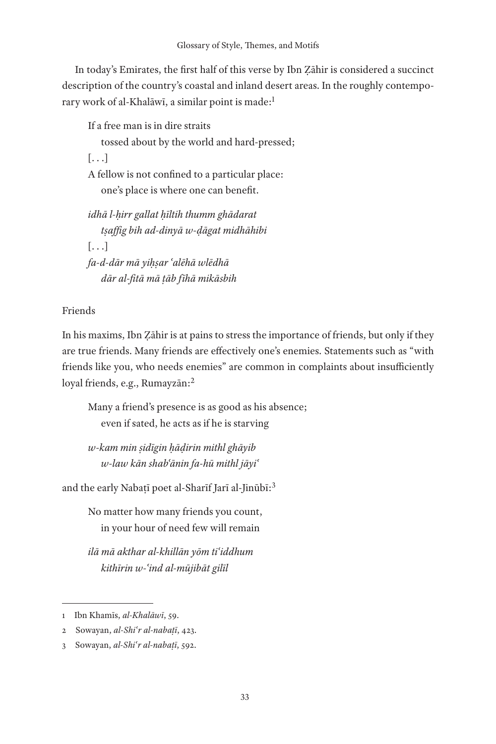In today's Emirates, the first half of this verse by Ibn Ẓāhir is considered a succinct description of the country's coastal and inland desert areas. In the roughly contemporary work of al-Khalāwī, a similar point is made:[1]

> If a free man is in dire straits
> tossed about by the world and hard-pressed;
> [. . .]
> A fellow is not confined to a particular place:
> one's place is where one can benefit.
>
> *idhā l-ḥirr gallat ḥīltih thumm ghādarat*
> *tṣaffig bih ad-dinyā w-ḍāgat midhāhibi*
> [. . .]
> *fa-d-dār mā yiḥṣar ʿalēhā wlēdhā*
> *dār al-fitā mā ṭāb fīhā mikāsbih*

Friends

In his maxims, Ibn Ẓāhir is at pains to stress the importance of friends, but only if they are true friends. Many friends are effectively one's enemies. Statements such as "with friends like you, who needs enemies" are common in complaints about insufficiently loyal friends, e.g., Rumayzān:[2]

> Many a friend's presence is as good as his absence;
> even if sated, he acts as if he is starving
>
> *w-kam min ṣidīgin ḥāḍirin mithl ghāyib*
> *w-law kān shabʿānin fa-hū mithl jāyiʿ*

and the early Nabaṭī poet al-Sharīf Jarī al-Jinūbī:[3]

> No matter how many friends you count,
> in your hour of need few will remain
>
> *ilā mā akthar al-khillān yōm tiʿiddhum*
> *kithīrin w-ʿind al-mūjibāt gilīl*

---

1 Ibn Khamīs, *al-Khalāwī*, 59.

2 Sowayan, *al-Shiʿr al-nabaṭī*, 423.

3 Sowayan, *al-Shiʿr al-nabaṭī*, 592.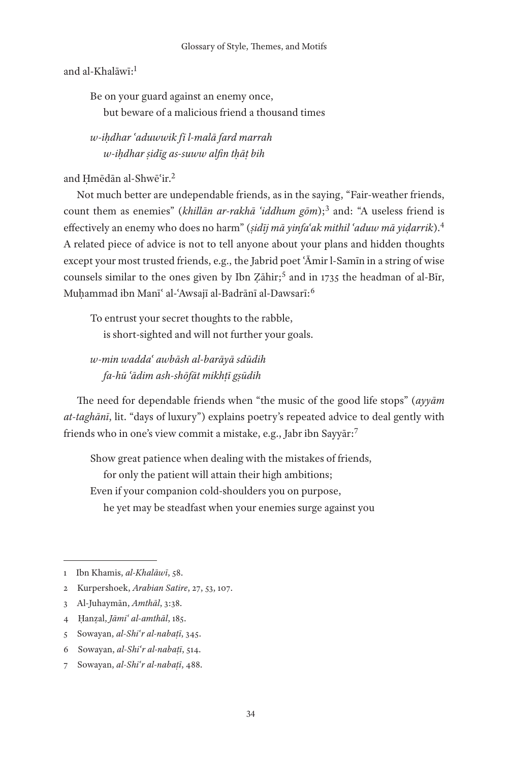and al-Khalāwī:[1]

> Be on your guard against an enemy once,
> but beware of a malicious friend a thousand times
>
> *w-iḥdhar ʿaduwwik fī l-malā fard marrah*
> *w-iḥdhar ṣidīg as-suww alfin ṭhāṭ bih*

and Ḥmēdān al-Shwēʿir.[2]

Not much better are undependable friends, as in the saying, "Fair-weather friends, count them as enemies" (*khillān ar-rakhā ʿiddhum gōm*);[3] and: "A useless friend is effectively an enemy who does no harm" (*ṣidīj mā yinfaʿak mithil ʿaduw mā yiḍarrik*).[4] A related piece of advice is not to tell anyone about your plans and hidden thoughts except your most trusted friends, e.g., the Jabrid poet ʿĀmir l-Samīn in a string of wise counsels similar to the ones given by Ibn Ẓāhir;[5] and in 1735 the headman of al-Bīr, Muḥammad ibn Manīʿ al-ʿAwsajī al-Badrānī al-Dawsarī:[6]

> To entrust your secret thoughts to the rabble,
> is short-sighted and will not further your goals.
>
> *w-min waddaʿ awbāsh al-barāyā sdūdih*
> *fa-hū ʿādim ash-shōfāt mikhṭī gṣūdih*

The need for dependable friends when "the music of the good life stops" (*ayyām at-taghānī*, lit. "days of luxury") explains poetry's repeated advice to deal gently with friends who in one's view commit a mistake, e.g., Jabr ibn Sayyār:[7]

> Show great patience when dealing with the mistakes of friends,
> for only the patient will attain their high ambitions;
> Even if your companion cold-shoulders you on purpose,
> he yet may be steadfast when your enemies surge against you

---

1 Ibn Khamis, *al-Khalāwī*, 58.

2 Kurpershoek, *Arabian Satire*, 27, 53, 107.

3 Al-Juhaymān, *Amthāl*, 3:38.

4 Ḥanẓal, *Jāmiʿ al-amthāl*, 185.

5 Sowayan, *al-Shiʿr al-nabaṭī*, 345.

6 Sowayan, *al-Shiʿr al-nabaṭī*, 514.

7 Sowayan, *al-Shiʿr al-nabaṭī*, 488.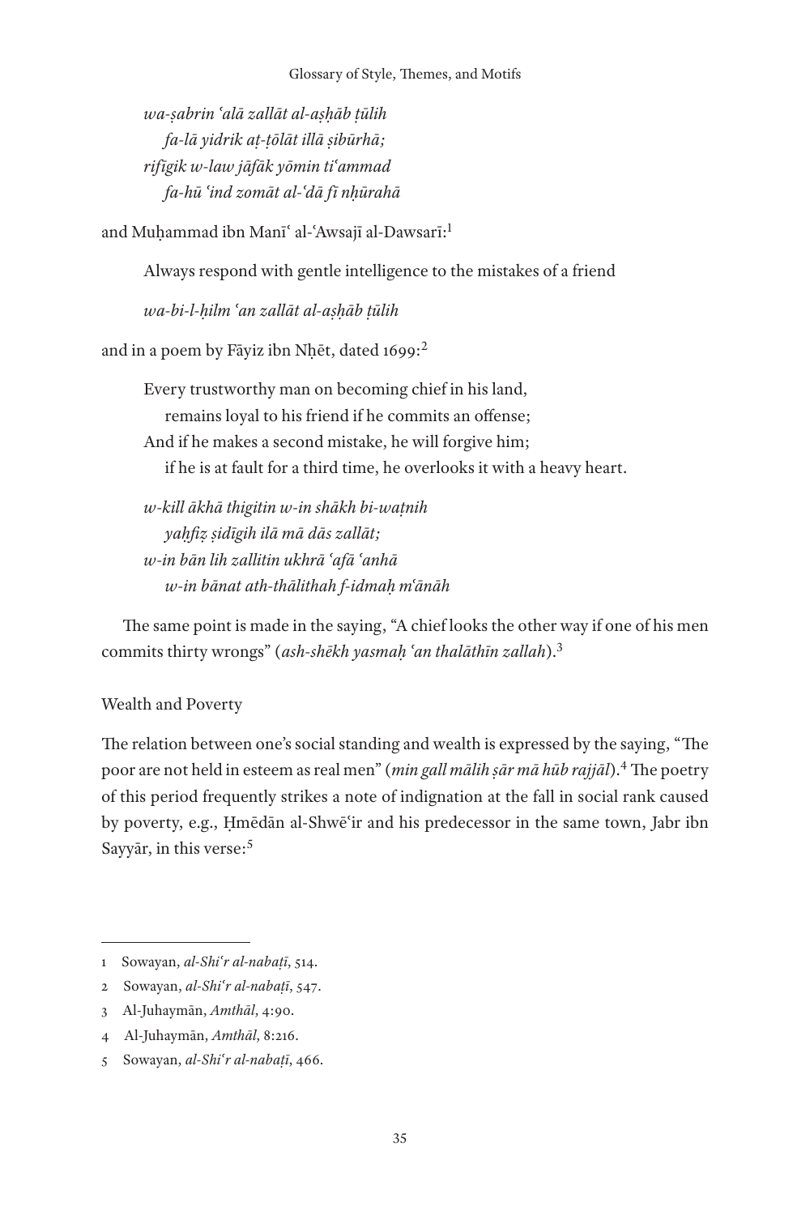*wa-ṣabrin ʿalā zallāt al-aṣḥāb ṭūlih*
*fa-lā yidrik aṭ-ṭōlāt illā ṣibūrhā;*
*rifīgik w-law jāfāk yōmin tiʿammad*
*fa-hū ʿind zomāt al-ʿdā fī nḥūrahā*

and Muḥammad ibn Manīʿ al-ʿAwsajī al-Dawsarī:[1]

Always respond with gentle intelligence to the mistakes of a friend

*wa-bi-l-ḥilm ʿan zallāt al-aṣḥāb ṭūlih*

and in a poem by Fāyiz ibn Nḥēt, dated 1699:[2]

Every trustworthy man on becoming chief in his land,
remains loyal to his friend if he commits an offense;
And if he makes a second mistake, he will forgive him;
if he is at fault for a third time, he overlooks it with a heavy heart.

*w-kill ākhā thigitin w-in shākh bi-waṭnih*
*yaḥfiẓ ṣidīgih ilā mā dās zallāt;*
*w-in bān lih zallitin ukhrā ʿafā ʿanhā*
*w-in bānat ath-thālithah f-idmaḥ mʿānāh*

The same point is made in the saying, "A chief looks the other way if one of his men commits thirty wrongs" (*ash-shēkh yasmaḥ ʿan thalāthīn zallah*).[3]

Wealth and Poverty

The relation between one's social standing and wealth is expressed by the saying, "The poor are not held in esteem as real men" (*min gall mālih ṣār mā hūb rajjāl*).[4] The poetry of this period frequently strikes a note of indignation at the fall in social rank caused by poverty, e.g., Ḥmēdān al-Shwēʿir and his predecessor in the same town, Jabr ibn Sayyār, in this verse:[5]

---

1 Sowayan, *al-Shiʿr al-nabaṭī*, 514.

2 Sowayan, *al-Shiʿr al-nabaṭī*, 547.

3 Al-Juhaymān, *Amthāl*, 4:90.

4 Al-Juhaymān, *Amthāl*, 8:216.

5 Sowayan, *al-Shiʿr al-nabaṭī*, 466.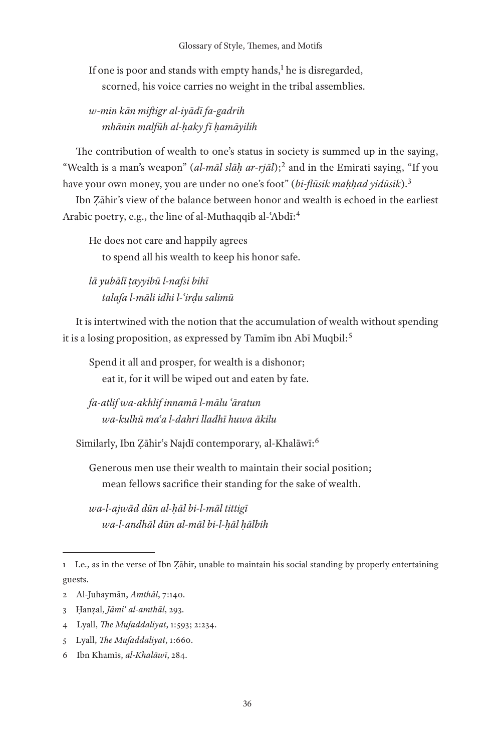If one is poor and stands with empty hands,[1] he is disregarded,
  scorned, his voice carries no weight in the tribal assemblies.

*w-min kān miftigr al-iyādī fa-gadrih*
  *mhānin malfūh al-ḥaky fī ḥamāyilih*

The contribution of wealth to one's status in society is summed up in the saying, "Wealth is a man's weapon" (*al-māl slāḥ ar-rjāl*);[2] and in the Emirati saying, "If you have your own money, you are under no one's foot" (*bi-flūsik maḥḥad yidūsik*).[3]

Ibn Ẓāhir's view of the balance between honor and wealth is echoed in the earliest Arabic poetry, e.g., the line of al-Muthaqqib al-ʿAbdī:[4]

He does not care and happily agrees
  to spend all his wealth to keep his honor safe.

*lā yubālī ṭayyibū l-nafsi bihī*
  *talafa l-māli idhi l-ʿirḍu salimū*

It is intertwined with the notion that the accumulation of wealth without spending it is a losing proposition, as expressed by Tamīm ibn Abī Muqbil:[5]

Spend it all and prosper, for wealth is a dishonor;
  eat it, for it will be wiped out and eaten by fate.

*fa-atlif wa-akhlif innamā l-mālu ʿāratun*
  *wa-kulhū maʿa l-dahri lladhī huwa ākilu*

Similarly, Ibn Ẓāhirʿs Najdī contemporary, al-Khalāwī:[6]

Generous men use their wealth to maintain their social position;
  mean fellows sacrifice their standing for the sake of wealth.

*wa-l-ajwād dūn al-ḥāl bi-l-māl tittigī*
  *wa-l-andhāl dūn al-māl bi-l-ḥāl ḥālbih*

---

1 I.e., as in the verse of Ibn Ẓāhir, unable to maintain his social standing by properly entertaining guests.

2 Al-Juhaymān, *Amthāl*, 7:140.

3 Ḥanẓal, *Jāmiʿ al-amthāl*, 293.

4 Lyall, *The Mufaddaliyat*, 1:593; 2:234.

5 Lyall, *The Mufaddaliyat*, 1:660.

6 Ibn Khamīs, *al-Khalāwī*, 284.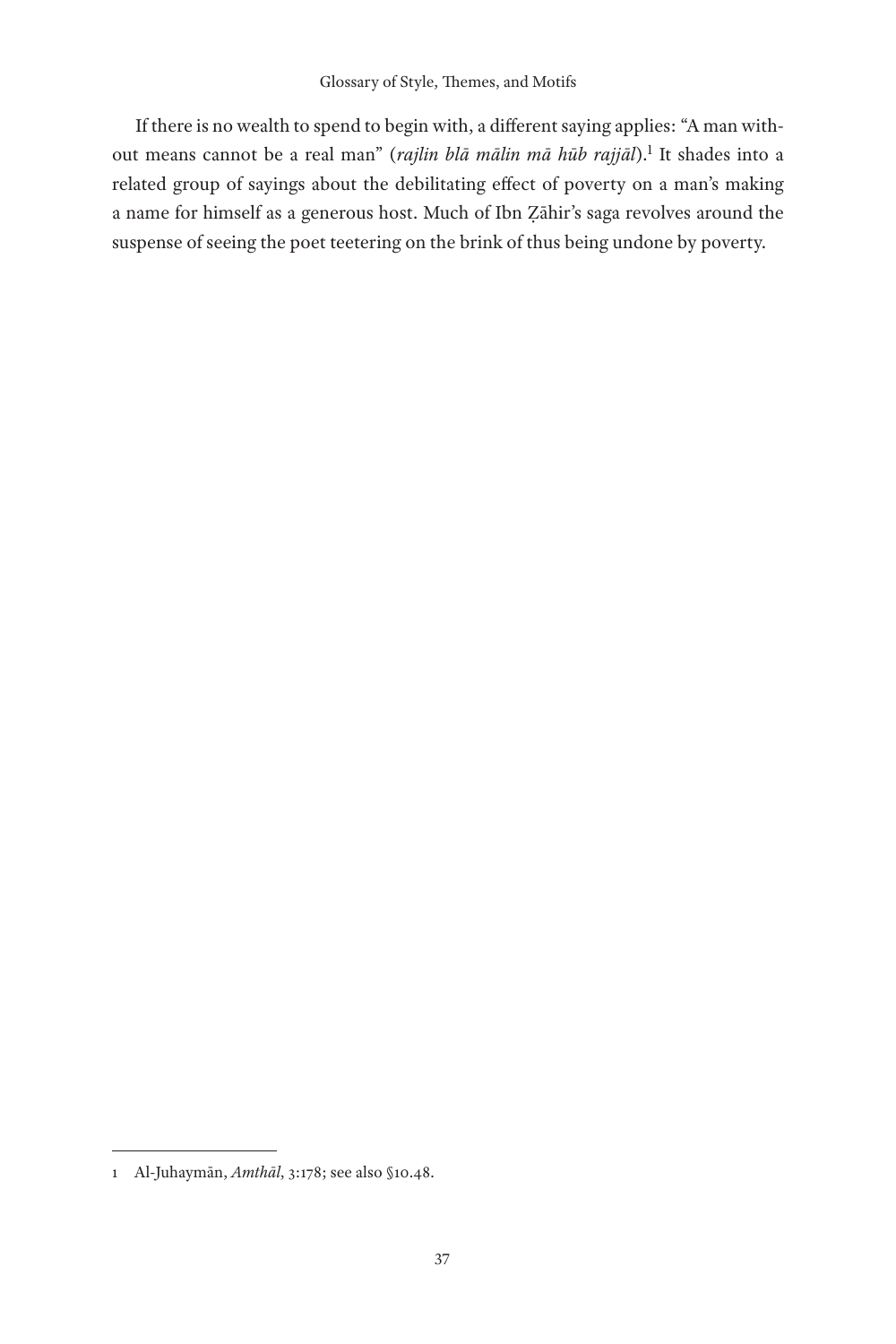If there is no wealth to spend to begin with, a different saying applies: "A man without means cannot be a real man" (*rajlin blā mālin mā hūb rajjāl*).[1] It shades into a related group of sayings about the debilitating effect of poverty on a man's making a name for himself as a generous host. Much of Ibn Ẓāhir's saga revolves around the suspense of seeing the poet teetering on the brink of thus being undone by poverty.

---

1 Al-Juhaymān, *Amthāl*, 3:178; see also §10.48.